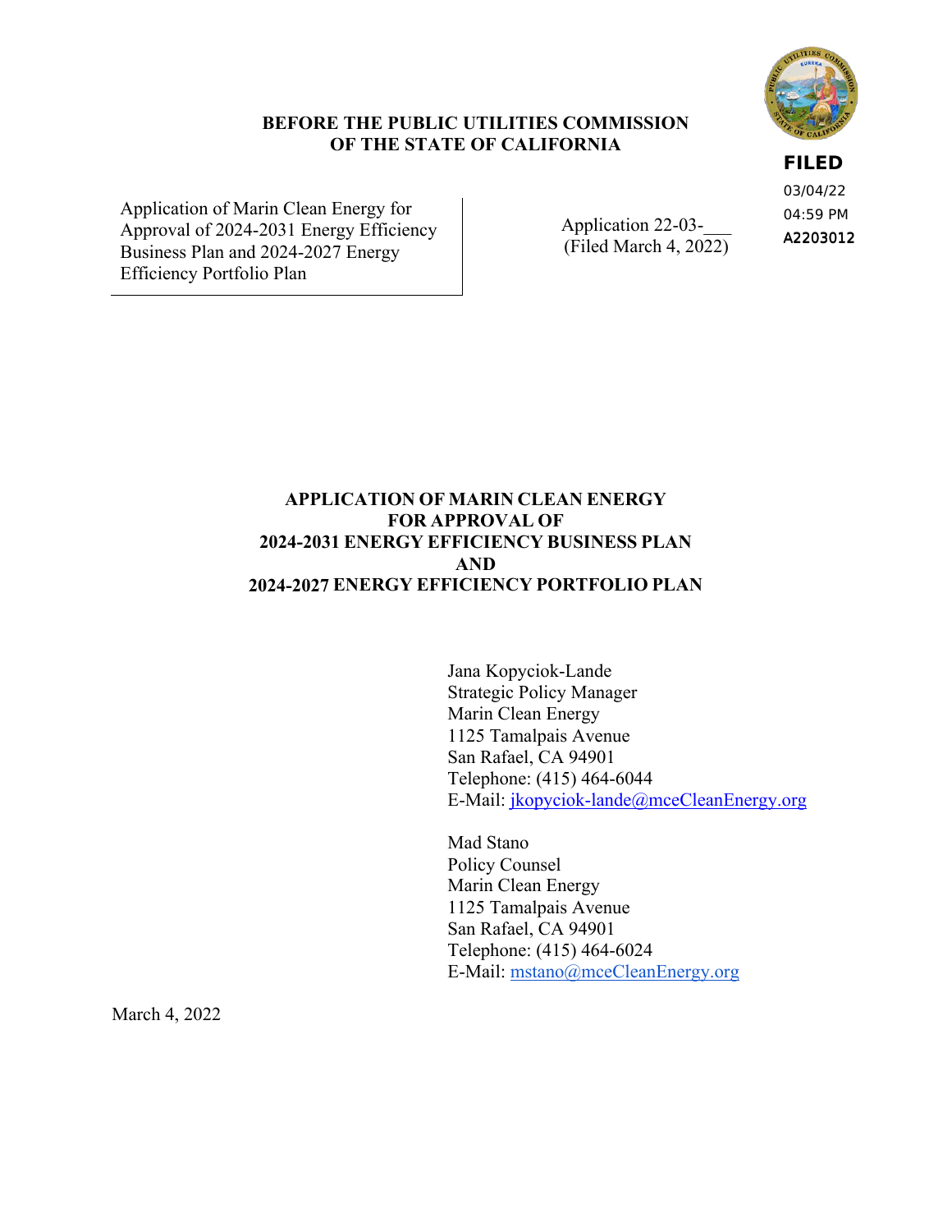**BEFORE THE PUBLIC UTILITIES COMMISSION OF THE STATE OF CALIFORNIA**

**FILED**
03/04/22
04:59 PM
A2203012

| | |
|---|---|
| Application of Marin Clean Energy for Approval of 2024-2031 Energy Efficiency Business Plan and 2024-2027 Energy Efficiency Portfolio Plan | Application 22-03-___ (Filed March 4, 2022) |

# APPLICATION OF MARIN CLEAN ENERGY FOR APPROVAL OF 2024-2031 ENERGY EFFICIENCY BUSINESS PLAN AND 2024-2027 ENERGY EFFICIENCY PORTFOLIO PLAN

Jana Kopyciok-Lande
Strategic Policy Manager
Marin Clean Energy
1125 Tamalpais Avenue
San Rafael, CA 94901
Telephone: (415) 464-6044
E-Mail: jkopyciok-lande@mceCleanEnergy.org

Mad Stano
Policy Counsel
Marin Clean Energy
1125 Tamalpais Avenue
San Rafael, CA 94901
Telephone: (415) 464-6024
E-Mail: mstano@mceCleanEnergy.org

March 4, 2022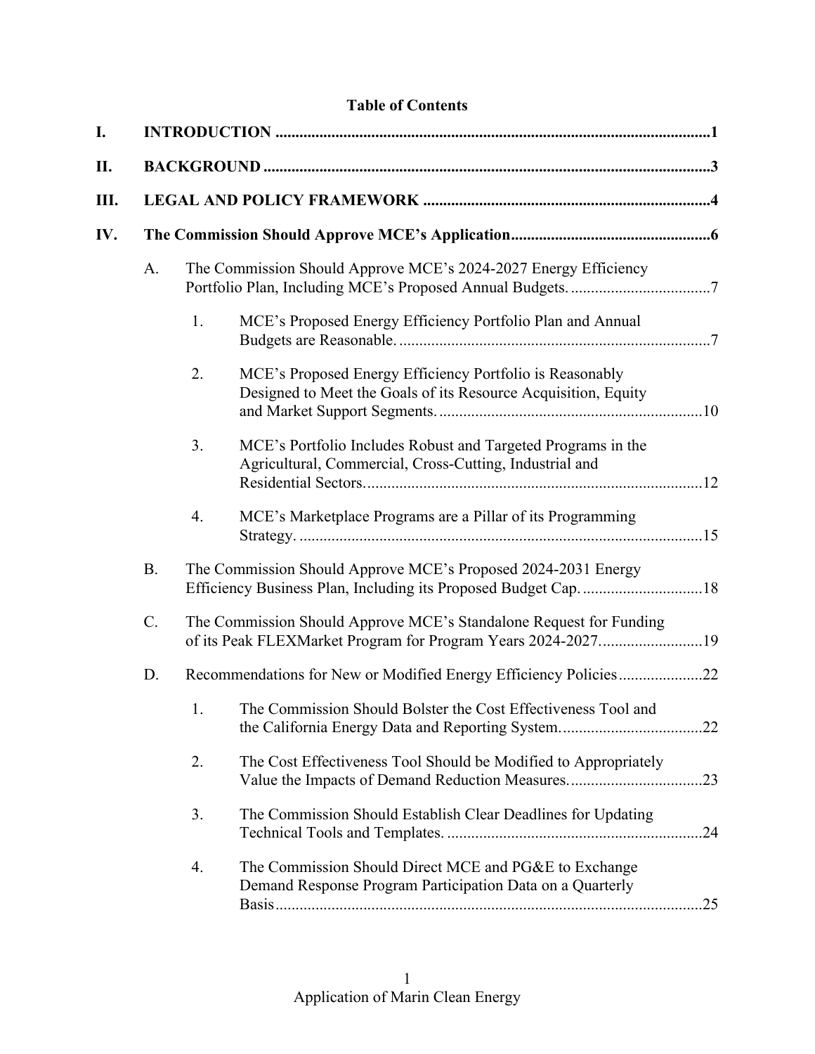**Table of Contents**

| | | | | |
|---|---|---|---|---|
| **I.** | **INTRODUCTION** | | | **1** |
| **II.** | **BACKGROUND** | | | **3** |
| **III.** | **LEGAL AND POLICY FRAMEWORK** | | | **4** |
| **IV.** | **The Commission Should Approve MCE's Application** | | | **6** |
| | A. | The Commission Should Approve MCE's 2024-2027 Energy Efficiency Portfolio Plan, Including MCE's Proposed Annual Budgets. | | 7 |
| | | 1. | MCE's Proposed Energy Efficiency Portfolio Plan and Annual Budgets are Reasonable. | 7 |
| | | 2. | MCE's Proposed Energy Efficiency Portfolio is Reasonably Designed to Meet the Goals of its Resource Acquisition, Equity and Market Support Segments. | 10 |
| | | 3. | MCE's Portfolio Includes Robust and Targeted Programs in the Agricultural, Commercial, Cross-Cutting, Industrial and Residential Sectors. | 12 |
| | | 4. | MCE's Marketplace Programs are a Pillar of its Programming Strategy. | 15 |
| | B. | The Commission Should Approve MCE's Proposed 2024-2031 Energy Efficiency Business Plan, Including its Proposed Budget Cap. | | 18 |
| | C. | The Commission Should Approve MCE's Standalone Request for Funding of its Peak FLEXMarket Program for Program Years 2024-2027. | | 19 |
| | D. | Recommendations for New or Modified Energy Efficiency Policies | | 22 |
| | | 1. | The Commission Should Bolster the Cost Effectiveness Tool and the California Energy Data and Reporting System. | 22 |
| | | 2. | The Cost Effectiveness Tool Should be Modified to Appropriately Value the Impacts of Demand Reduction Measures. | 23 |
| | | 3. | The Commission Should Establish Clear Deadlines for Updating Technical Tools and Templates. | 24 |
| | | 4. | The Commission Should Direct MCE and PG&E to Exchange Demand Response Program Participation Data on a Quarterly Basis | 25 |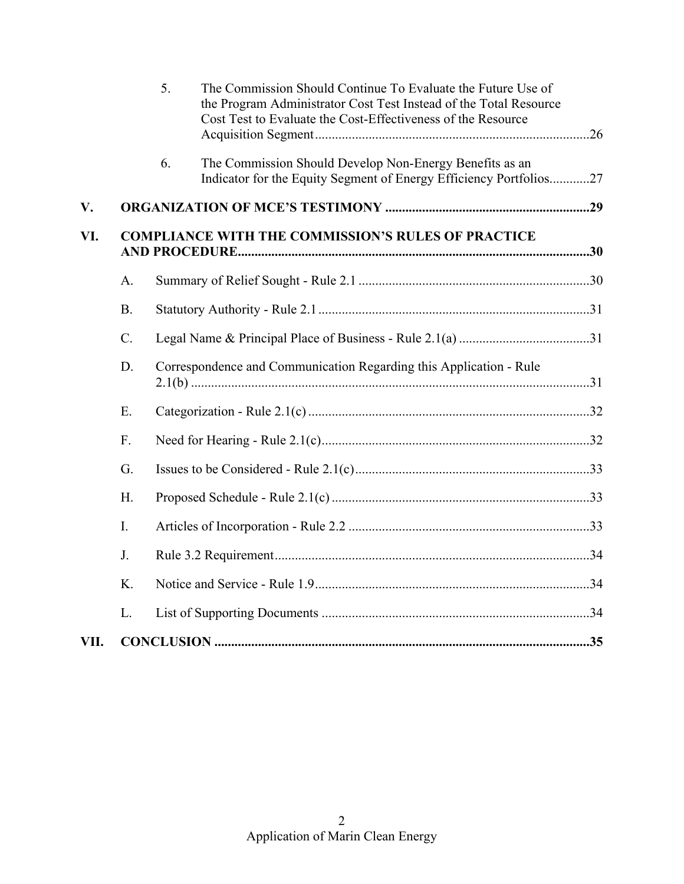5. The Commission Should Continue To Evaluate the Future Use of the Program Administrator Cost Test Instead of the Total Resource Cost Test to Evaluate the Cost-Effectiveness of the Resource Acquisition Segment ....................26

6. The Commission Should Develop Non-Energy Benefits as an Indicator for the Equity Segment of Energy Efficiency Portfolios............27

**V. ORGANIZATION OF MCE'S TESTIMONY ....................29**

**VI. COMPLIANCE WITH THE COMMISSION'S RULES OF PRACTICE AND PROCEDURE....................30**

A. Summary of Relief Sought - Rule 2.1 ....................30

B. Statutory Authority - Rule 2.1 ....................31

C. Legal Name & Principal Place of Business - Rule 2.1(a) ....................31

D. Correspondence and Communication Regarding this Application - Rule 2.1(b) ....................31

E. Categorization - Rule 2.1(c) ....................32

F. Need for Hearing - Rule 2.1(c)....................32

G. Issues to be Considered - Rule 2.1(c)....................33

H. Proposed Schedule - Rule 2.1(c) ....................33

I. Articles of Incorporation - Rule 2.2 ....................33

J. Rule 3.2 Requirement....................34

K. Notice and Service - Rule 1.9....................34

L. List of Supporting Documents ....................34

**VII. CONCLUSION ....................35**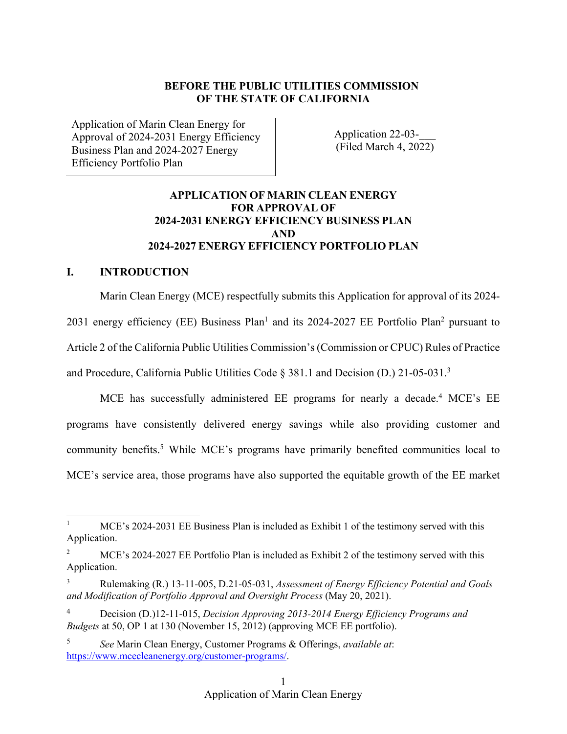**BEFORE THE PUBLIC UTILITIES COMMISSION**
**OF THE STATE OF CALIFORNIA**

| Application of Marin Clean Energy for Approval of 2024-2031 Energy Efficiency Business Plan and 2024-2027 Energy Efficiency Portfolio Plan | Application 22-03-___ (Filed March 4, 2022) |
|---|---|

**APPLICATION OF MARIN CLEAN ENERGY**
**FOR APPROVAL OF**
**2024-2031 ENERGY EFFICIENCY BUSINESS PLAN**
**AND**
**2024-2027 ENERGY EFFICIENCY PORTFOLIO PLAN**

## I. INTRODUCTION

Marin Clean Energy (MCE) respectfully submits this Application for approval of its 2024-2031 energy efficiency (EE) Business Plan[1] and its 2024-2027 EE Portfolio Plan[2] pursuant to Article 2 of the California Public Utilities Commission's (Commission or CPUC) Rules of Practice and Procedure, California Public Utilities Code § 381.1 and Decision (D.) 21-05-031.[3]

MCE has successfully administered EE programs for nearly a decade.[4] MCE's EE programs have consistently delivered energy savings while also providing customer and community benefits.[5] While MCE's programs have primarily benefited communities local to MCE's service area, those programs have also supported the equitable growth of the EE market

---

[1] MCE's 2024-2031 EE Business Plan is included as Exhibit 1 of the testimony served with this Application.

[2] MCE's 2024-2027 EE Portfolio Plan is included as Exhibit 2 of the testimony served with this Application.

[3] Rulemaking (R.) 13-11-005, D.21-05-031, *Assessment of Energy Efficiency Potential and Goals and Modification of Portfolio Approval and Oversight Process* (May 20, 2021).

[4] Decision (D.)12-11-015, *Decision Approving 2013-2014 Energy Efficiency Programs and Budgets* at 50, OP 1 at 130 (November 15, 2012) (approving MCE EE portfolio).

[5] *See* Marin Clean Energy, Customer Programs & Offerings, *available at*: https://www.mcecleanenergy.org/customer-programs/.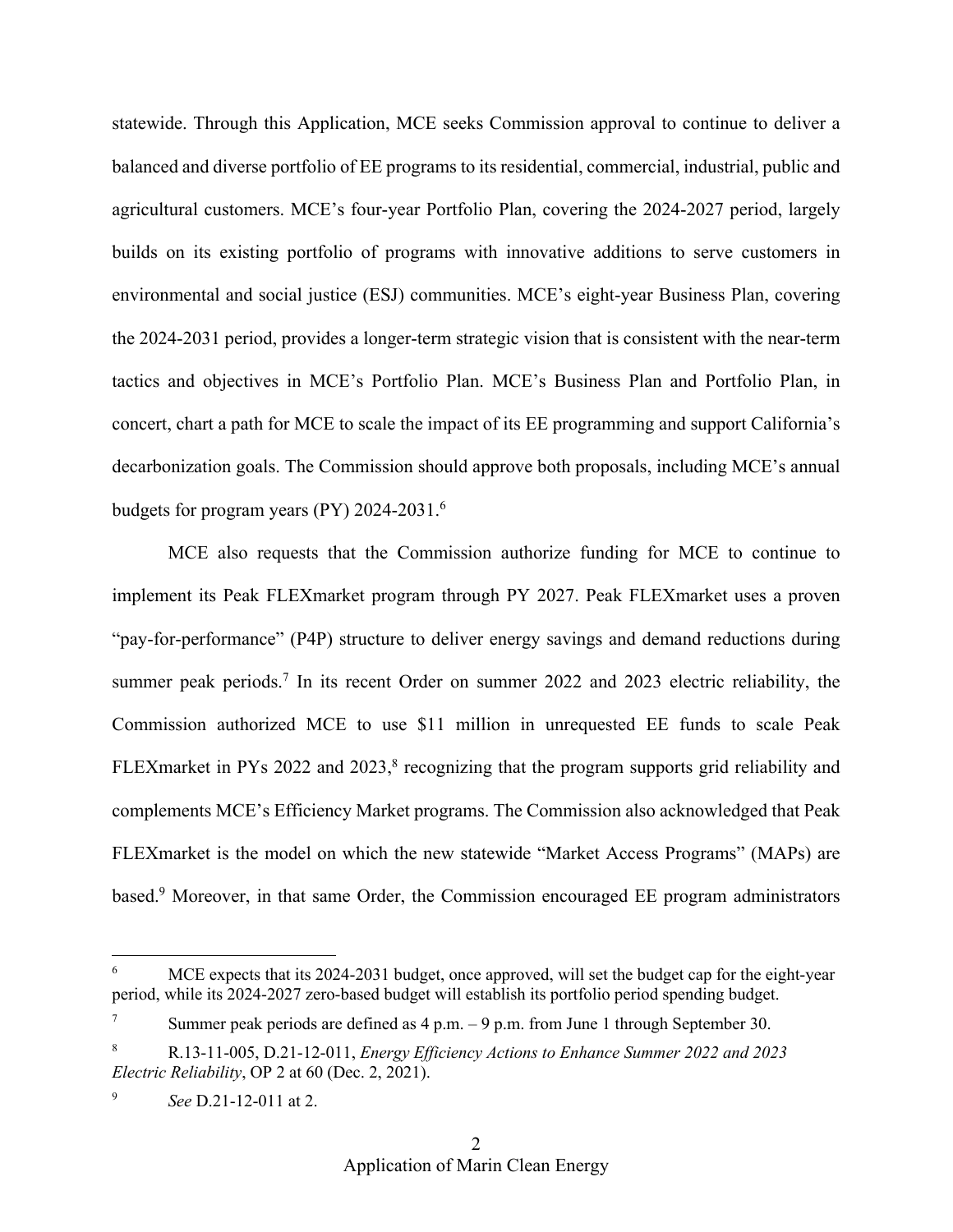statewide. Through this Application, MCE seeks Commission approval to continue to deliver a balanced and diverse portfolio of EE programs to its residential, commercial, industrial, public and agricultural customers. MCE's four-year Portfolio Plan, covering the 2024-2027 period, largely builds on its existing portfolio of programs with innovative additions to serve customers in environmental and social justice (ESJ) communities. MCE's eight-year Business Plan, covering the 2024-2031 period, provides a longer-term strategic vision that is consistent with the near-term tactics and objectives in MCE's Portfolio Plan. MCE's Business Plan and Portfolio Plan, in concert, chart a path for MCE to scale the impact of its EE programming and support California's decarbonization goals. The Commission should approve both proposals, including MCE's annual budgets for program years (PY) 2024-2031.[6]

MCE also requests that the Commission authorize funding for MCE to continue to implement its Peak FLEXmarket program through PY 2027. Peak FLEXmarket uses a proven "pay-for-performance" (P4P) structure to deliver energy savings and demand reductions during summer peak periods.[7] In its recent Order on summer 2022 and 2023 electric reliability, the Commission authorized MCE to use $11 million in unrequested EE funds to scale Peak FLEXmarket in PYs 2022 and 2023,[8] recognizing that the program supports grid reliability and complements MCE's Efficiency Market programs. The Commission also acknowledged that Peak FLEXmarket is the model on which the new statewide "Market Access Programs" (MAPs) are based.[9] Moreover, in that same Order, the Commission encouraged EE program administrators

---

[6] MCE expects that its 2024-2031 budget, once approved, will set the budget cap for the eight-year period, while its 2024-2027 zero-based budget will establish its portfolio period spending budget.

[7] Summer peak periods are defined as 4 p.m. – 9 p.m. from June 1 through September 30.

[8] R.13-11-005, D.21-12-011, *Energy Efficiency Actions to Enhance Summer 2022 and 2023 Electric Reliability*, OP 2 at 60 (Dec. 2, 2021).

[9] *See* D.21-12-011 at 2.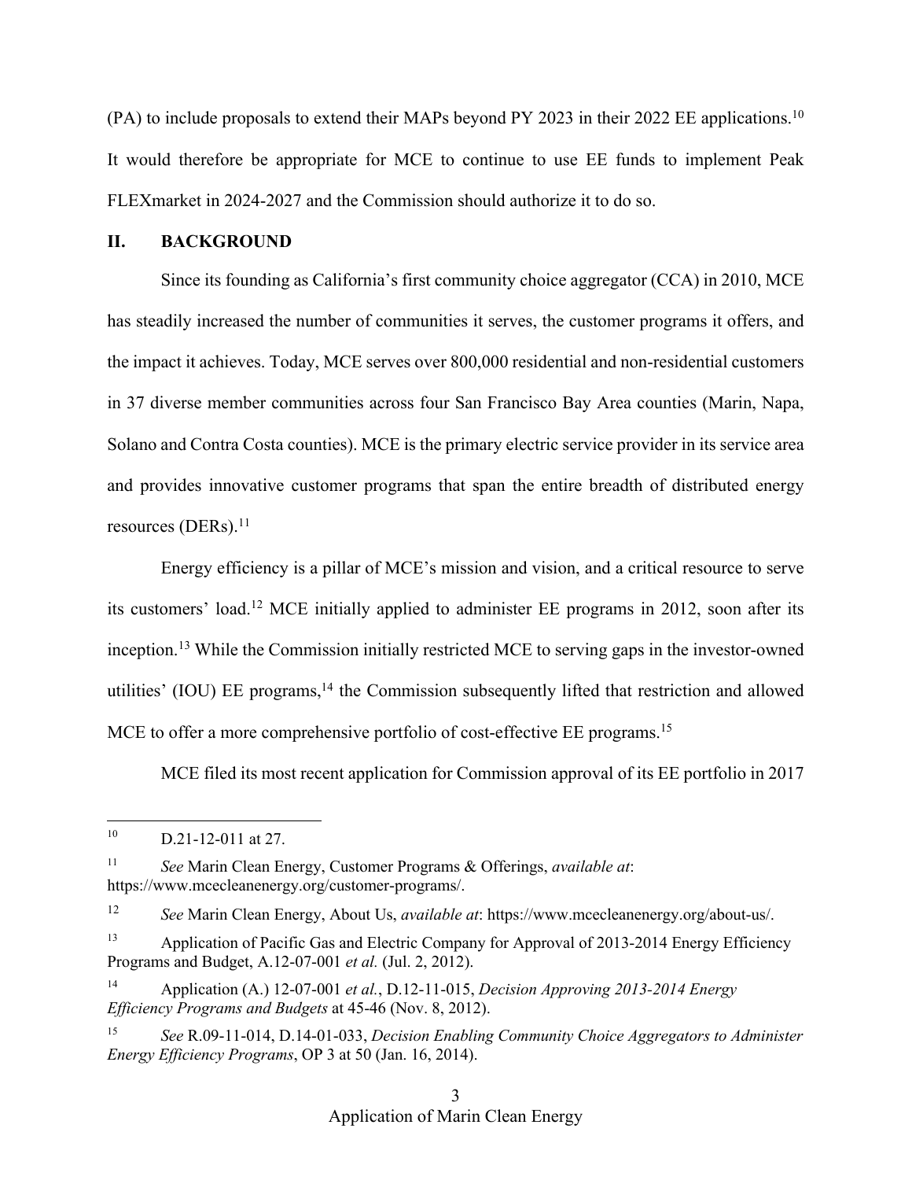(PA) to include proposals to extend their MAPs beyond PY 2023 in their 2022 EE applications.[10] It would therefore be appropriate for MCE to continue to use EE funds to implement Peak FLEXmarket in 2024-2027 and the Commission should authorize it to do so.

## II. BACKGROUND

Since its founding as California's first community choice aggregator (CCA) in 2010, MCE has steadily increased the number of communities it serves, the customer programs it offers, and the impact it achieves. Today, MCE serves over 800,000 residential and non-residential customers in 37 diverse member communities across four San Francisco Bay Area counties (Marin, Napa, Solano and Contra Costa counties). MCE is the primary electric service provider in its service area and provides innovative customer programs that span the entire breadth of distributed energy resources (DERs).[11]

Energy efficiency is a pillar of MCE's mission and vision, and a critical resource to serve its customers' load.[12] MCE initially applied to administer EE programs in 2012, soon after its inception.[13] While the Commission initially restricted MCE to serving gaps in the investor-owned utilities' (IOU) EE programs,[14] the Commission subsequently lifted that restriction and allowed MCE to offer a more comprehensive portfolio of cost-effective EE programs.[15]

MCE filed its most recent application for Commission approval of its EE portfolio in 2017

---

[10] D.21-12-011 at 27.

[11] *See* Marin Clean Energy, Customer Programs & Offerings, *available at*: https://www.mcecleanenergy.org/customer-programs/.

[12] *See* Marin Clean Energy, About Us, *available at*: https://www.mcecleanenergy.org/about-us/.

[13] Application of Pacific Gas and Electric Company for Approval of 2013-2014 Energy Efficiency Programs and Budget, A.12-07-001 *et al.* (Jul. 2, 2012).

[14] Application (A.) 12-07-001 *et al.*, D.12-11-015, *Decision Approving 2013-2014 Energy Efficiency Programs and Budgets* at 45-46 (Nov. 8, 2012).

[15] *See* R.09-11-014, D.14-01-033, *Decision Enabling Community Choice Aggregators to Administer Energy Efficiency Programs*, OP 3 at 50 (Jan. 16, 2014).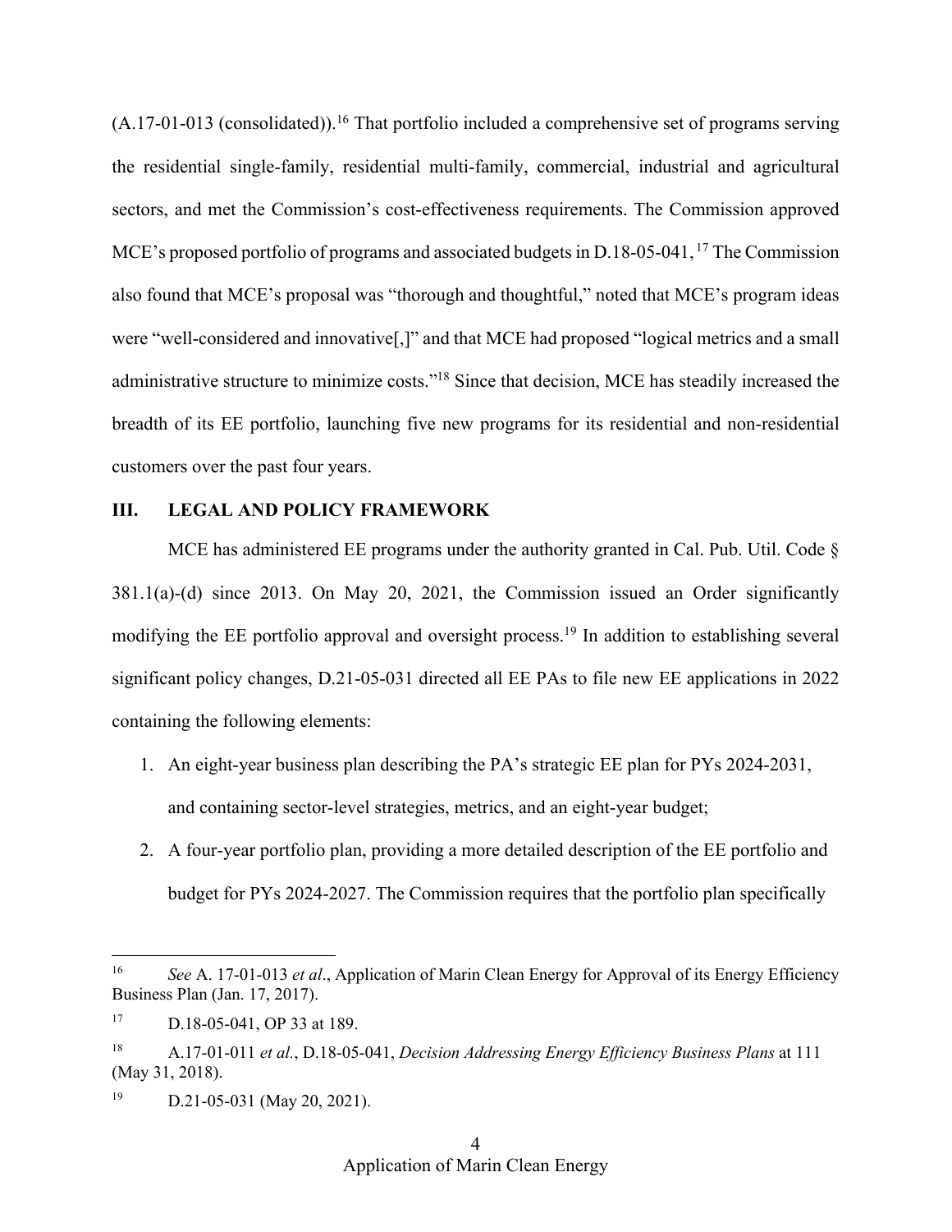(A.17-01-013 (consolidated)).[16] That portfolio included a comprehensive set of programs serving the residential single-family, residential multi-family, commercial, industrial and agricultural sectors, and met the Commission's cost-effectiveness requirements. The Commission approved MCE's proposed portfolio of programs and associated budgets in D.18-05-041,[17] The Commission also found that MCE's proposal was "thorough and thoughtful," noted that MCE's program ideas were "well-considered and innovative[,]" and that MCE had proposed "logical metrics and a small administrative structure to minimize costs."[18] Since that decision, MCE has steadily increased the breadth of its EE portfolio, launching five new programs for its residential and non-residential customers over the past four years.

## III. LEGAL AND POLICY FRAMEWORK

MCE has administered EE programs under the authority granted in Cal. Pub. Util. Code § 381.1(a)-(d) since 2013. On May 20, 2021, the Commission issued an Order significantly modifying the EE portfolio approval and oversight process.[19] In addition to establishing several significant policy changes, D.21-05-031 directed all EE PAs to file new EE applications in 2022 containing the following elements:

1. An eight-year business plan describing the PA's strategic EE plan for PYs 2024-2031, and containing sector-level strategies, metrics, and an eight-year budget;
2. A four-year portfolio plan, providing a more detailed description of the EE portfolio and budget for PYs 2024-2027. The Commission requires that the portfolio plan specifically

---

[16] *See* A. 17-01-013 *et al*., Application of Marin Clean Energy for Approval of its Energy Efficiency Business Plan (Jan. 17, 2017).

[17] D.18-05-041, OP 33 at 189.

[18] A.17-01-011 *et al.*, D.18-05-041, *Decision Addressing Energy Efficiency Business Plans* at 111 (May 31, 2018).

[19] D.21-05-031 (May 20, 2021).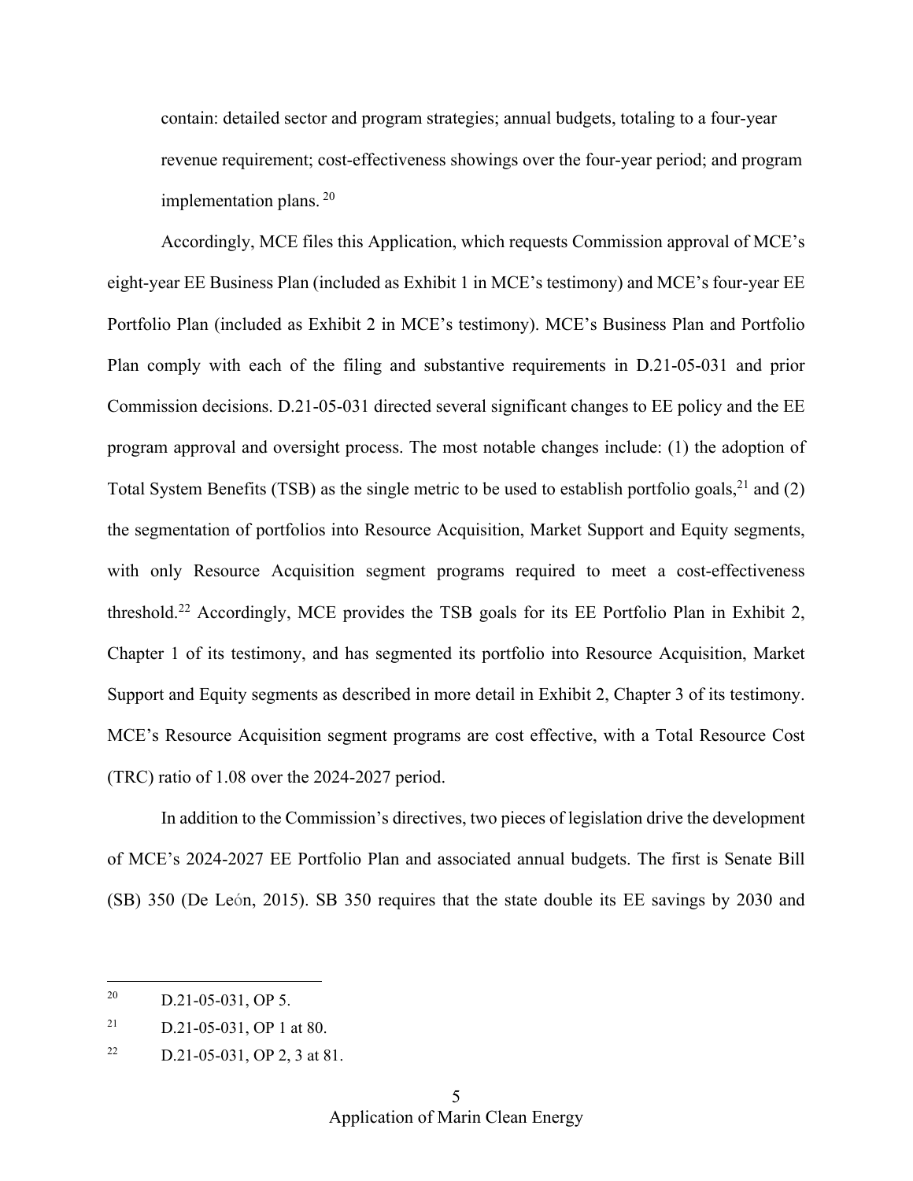contain: detailed sector and program strategies; annual budgets, totaling to a four-year revenue requirement; cost-effectiveness showings over the four-year period; and program implementation plans. [20]

Accordingly, MCE files this Application, which requests Commission approval of MCE's eight-year EE Business Plan (included as Exhibit 1 in MCE's testimony) and MCE's four-year EE Portfolio Plan (included as Exhibit 2 in MCE's testimony). MCE's Business Plan and Portfolio Plan comply with each of the filing and substantive requirements in D.21-05-031 and prior Commission decisions. D.21-05-031 directed several significant changes to EE policy and the EE program approval and oversight process. The most notable changes include: (1) the adoption of Total System Benefits (TSB) as the single metric to be used to establish portfolio goals,[21] and (2) the segmentation of portfolios into Resource Acquisition, Market Support and Equity segments, with only Resource Acquisition segment programs required to meet a cost-effectiveness threshold.[22] Accordingly, MCE provides the TSB goals for its EE Portfolio Plan in Exhibit 2, Chapter 1 of its testimony, and has segmented its portfolio into Resource Acquisition, Market Support and Equity segments as described in more detail in Exhibit 2, Chapter 3 of its testimony. MCE's Resource Acquisition segment programs are cost effective, with a Total Resource Cost (TRC) ratio of 1.08 over the 2024-2027 period.

In addition to the Commission's directives, two pieces of legislation drive the development of MCE's 2024-2027 EE Portfolio Plan and associated annual budgets. The first is Senate Bill (SB) 350 (De León, 2015). SB 350 requires that the state double its EE savings by 2030 and

---

[20] D.21-05-031, OP 5.

[21] D.21-05-031, OP 1 at 80.

[22] D.21-05-031, OP 2, 3 at 81.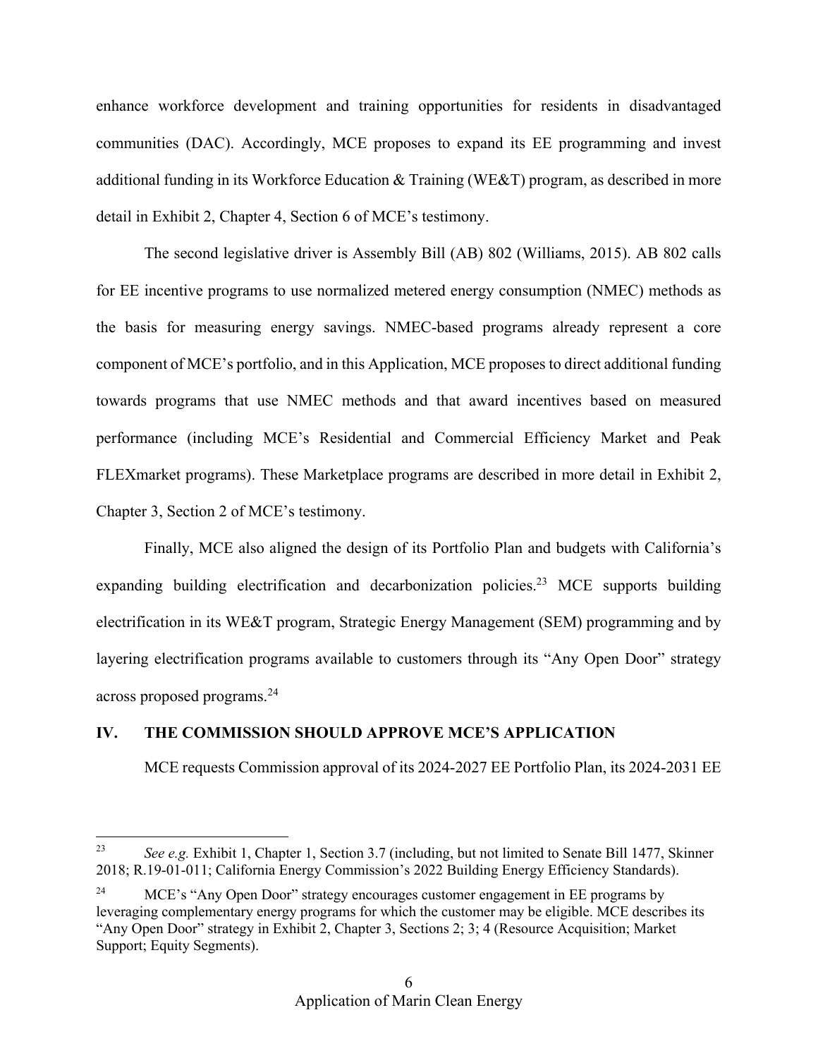enhance workforce development and training opportunities for residents in disadvantaged communities (DAC). Accordingly, MCE proposes to expand its EE programming and invest additional funding in its Workforce Education & Training (WE&T) program, as described in more detail in Exhibit 2, Chapter 4, Section 6 of MCE's testimony.

The second legislative driver is Assembly Bill (AB) 802 (Williams, 2015). AB 802 calls for EE incentive programs to use normalized metered energy consumption (NMEC) methods as the basis for measuring energy savings. NMEC-based programs already represent a core component of MCE's portfolio, and in this Application, MCE proposes to direct additional funding towards programs that use NMEC methods and that award incentives based on measured performance (including MCE's Residential and Commercial Efficiency Market and Peak FLEXmarket programs). These Marketplace programs are described in more detail in Exhibit 2, Chapter 3, Section 2 of MCE's testimony.

Finally, MCE also aligned the design of its Portfolio Plan and budgets with California's expanding building electrification and decarbonization policies.[23] MCE supports building electrification in its WE&T program, Strategic Energy Management (SEM) programming and by layering electrification programs available to customers through its "Any Open Door" strategy across proposed programs.[24]

## IV. THE COMMISSION SHOULD APPROVE MCE'S APPLICATION

MCE requests Commission approval of its 2024-2027 EE Portfolio Plan, its 2024-2031 EE

---

[23] *See e.g.* Exhibit 1, Chapter 1, Section 3.7 (including, but not limited to Senate Bill 1477, Skinner 2018; R.19-01-011; California Energy Commission's 2022 Building Energy Efficiency Standards).

[24] MCE's "Any Open Door" strategy encourages customer engagement in EE programs by leveraging complementary energy programs for which the customer may be eligible. MCE describes its "Any Open Door" strategy in Exhibit 2, Chapter 3, Sections 2; 3; 4 (Resource Acquisition; Market Support; Equity Segments).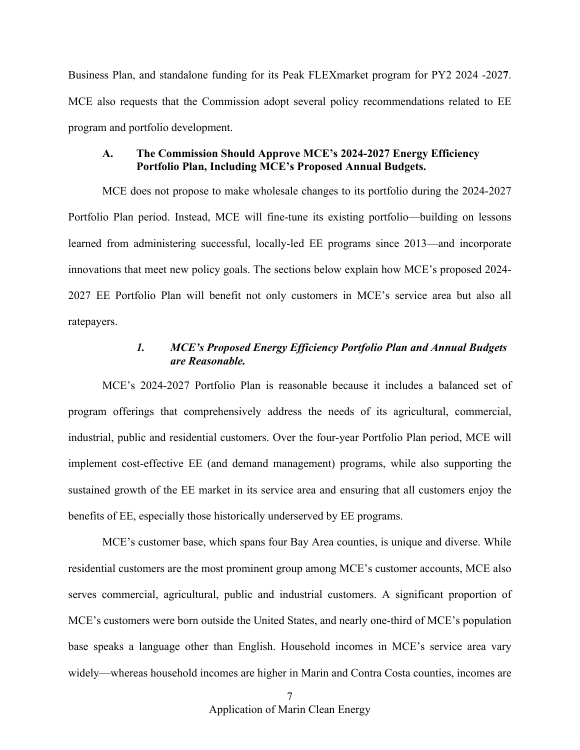Business Plan, and standalone funding for its Peak FLEXmarket program for PY2 2024 -202**7**. MCE also requests that the Commission adopt several policy recommendations related to EE program and portfolio development.

### A. The Commission Should Approve MCE's 2024-2027 Energy Efficiency Portfolio Plan, Including MCE's Proposed Annual Budgets.

MCE does not propose to make wholesale changes to its portfolio during the 2024-2027 Portfolio Plan period. Instead, MCE will fine-tune its existing portfolio—building on lessons learned from administering successful, locally-led EE programs since 2013—and incorporate innovations that meet new policy goals. The sections below explain how MCE's proposed 2024-2027 EE Portfolio Plan will benefit not only customers in MCE's service area but also all ratepayers.

#### *1. MCE's Proposed Energy Efficiency Portfolio Plan and Annual Budgets are Reasonable.*

MCE's 2024-2027 Portfolio Plan is reasonable because it includes a balanced set of program offerings that comprehensively address the needs of its agricultural, commercial, industrial, public and residential customers. Over the four-year Portfolio Plan period, MCE will implement cost-effective EE (and demand management) programs, while also supporting the sustained growth of the EE market in its service area and ensuring that all customers enjoy the benefits of EE, especially those historically underserved by EE programs.

MCE's customer base, which spans four Bay Area counties, is unique and diverse. While residential customers are the most prominent group among MCE's customer accounts, MCE also serves commercial, agricultural, public and industrial customers. A significant proportion of MCE's customers were born outside the United States, and nearly one-third of MCE's population base speaks a language other than English. Household incomes in MCE's service area vary widely—whereas household incomes are higher in Marin and Contra Costa counties, incomes are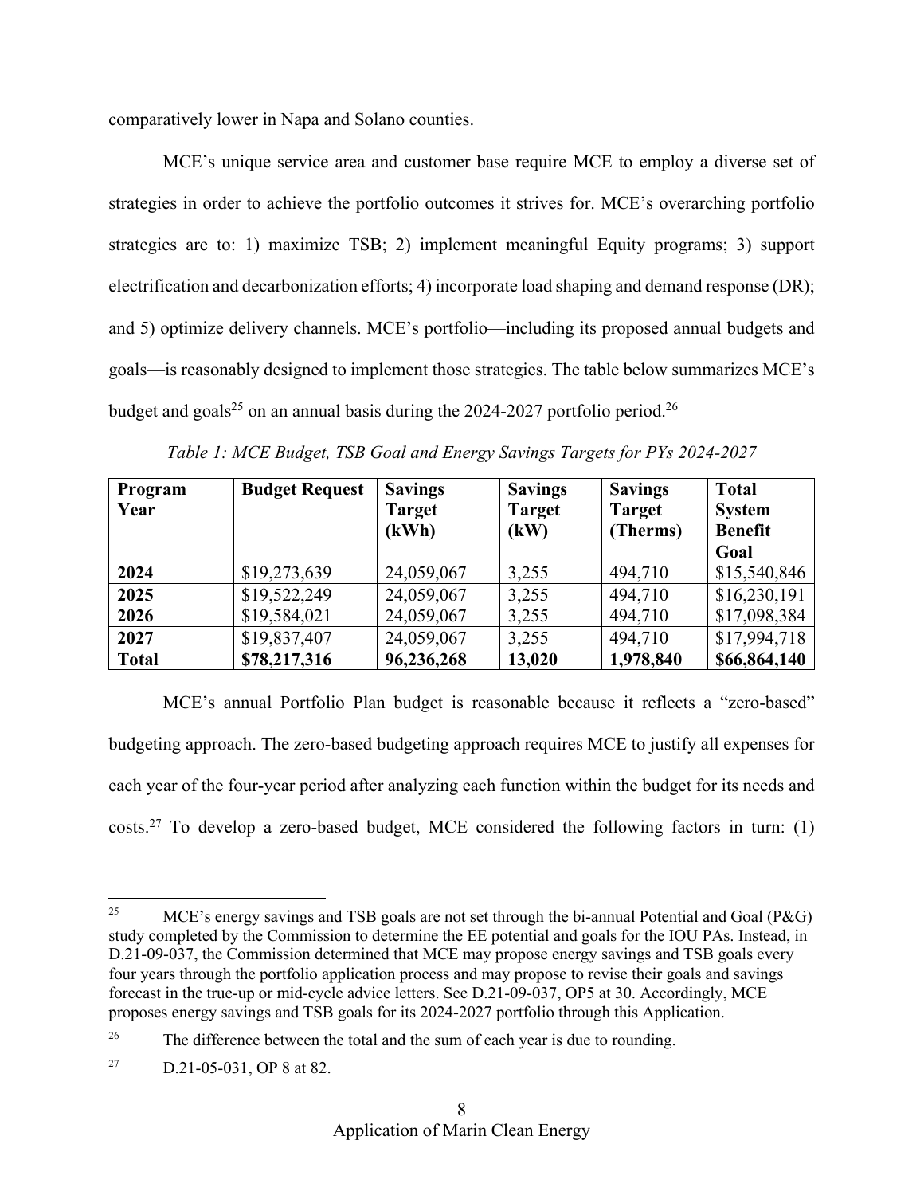comparatively lower in Napa and Solano counties.

MCE's unique service area and customer base require MCE to employ a diverse set of strategies in order to achieve the portfolio outcomes it strives for. MCE's overarching portfolio strategies are to: 1) maximize TSB; 2) implement meaningful Equity programs; 3) support electrification and decarbonization efforts; 4) incorporate load shaping and demand response (DR); and 5) optimize delivery channels. MCE's portfolio—including its proposed annual budgets and goals—is reasonably designed to implement those strategies. The table below summarizes MCE's budget and goals[25] on an annual basis during the 2024-2027 portfolio period.[26]

*Table 1: MCE Budget, TSB Goal and Energy Savings Targets for PYs 2024-2027*

| Program Year | Budget Request | Savings Target (kWh) | Savings Target (kW) | Savings Target (Therms) | Total System Benefit Goal |
|---|---|---|---|---|---|
| **2024** | $19,273,639 | 24,059,067 | 3,255 | 494,710 | $15,540,846 |
| **2025** | $19,522,249 | 24,059,067 | 3,255 | 494,710 | $16,230,191 |
| **2026** | $19,584,021 | 24,059,067 | 3,255 | 494,710 | $17,098,384 |
| **2027** | $19,837,407 | 24,059,067 | 3,255 | 494,710 | $17,994,718 |
| **Total** | **$78,217,316** | **96,236,268** | **13,020** | **1,978,840** | **$66,864,140** |

MCE's annual Portfolio Plan budget is reasonable because it reflects a "zero-based" budgeting approach. The zero-based budgeting approach requires MCE to justify all expenses for each year of the four-year period after analyzing each function within the budget for its needs and costs.[27] To develop a zero-based budget, MCE considered the following factors in turn: (1)

---

[25] MCE's energy savings and TSB goals are not set through the bi-annual Potential and Goal (P&G) study completed by the Commission to determine the EE potential and goals for the IOU PAs. Instead, in D.21-09-037, the Commission determined that MCE may propose energy savings and TSB goals every four years through the portfolio application process and may propose to revise their goals and savings forecast in the true-up or mid-cycle advice letters. See D.21-09-037, OP5 at 30. Accordingly, MCE proposes energy savings and TSB goals for its 2024-2027 portfolio through this Application.

[26] The difference between the total and the sum of each year is due to rounding.

[27] D.21-05-031, OP 8 at 82.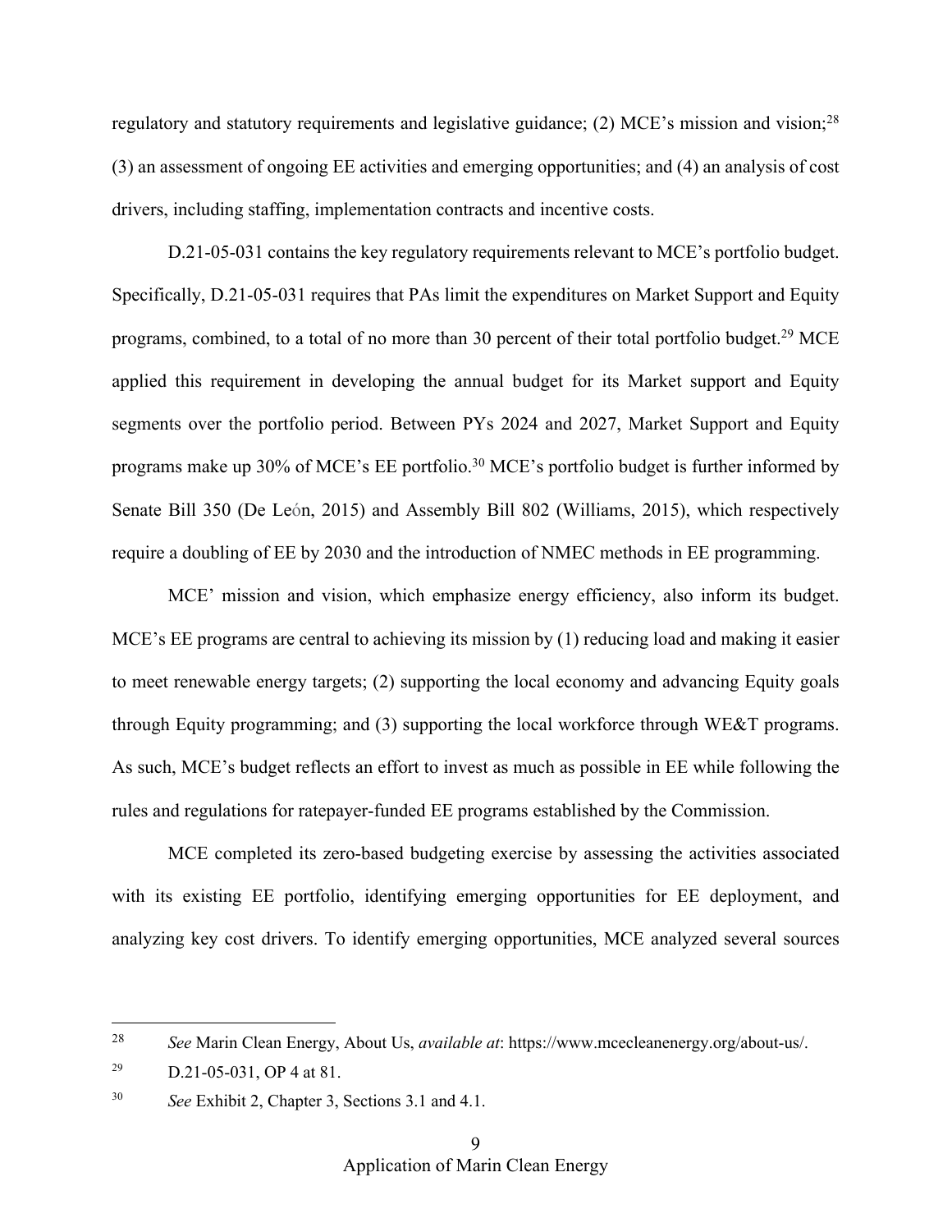regulatory and statutory requirements and legislative guidance; (2) MCE's mission and vision;[28] (3) an assessment of ongoing EE activities and emerging opportunities; and (4) an analysis of cost drivers, including staffing, implementation contracts and incentive costs.

D.21-05-031 contains the key regulatory requirements relevant to MCE's portfolio budget. Specifically, D.21-05-031 requires that PAs limit the expenditures on Market Support and Equity programs, combined, to a total of no more than 30 percent of their total portfolio budget.[29] MCE applied this requirement in developing the annual budget for its Market support and Equity segments over the portfolio period. Between PYs 2024 and 2027, Market Support and Equity programs make up 30% of MCE's EE portfolio.[30] MCE's portfolio budget is further informed by Senate Bill 350 (De León, 2015) and Assembly Bill 802 (Williams, 2015), which respectively require a doubling of EE by 2030 and the introduction of NMEC methods in EE programming.

MCE' mission and vision, which emphasize energy efficiency, also inform its budget. MCE's EE programs are central to achieving its mission by (1) reducing load and making it easier to meet renewable energy targets; (2) supporting the local economy and advancing Equity goals through Equity programming; and (3) supporting the local workforce through WE&T programs. As such, MCE's budget reflects an effort to invest as much as possible in EE while following the rules and regulations for ratepayer-funded EE programs established by the Commission.

MCE completed its zero-based budgeting exercise by assessing the activities associated with its existing EE portfolio, identifying emerging opportunities for EE deployment, and analyzing key cost drivers. To identify emerging opportunities, MCE analyzed several sources

---

[28] *See* Marin Clean Energy, About Us, *available at*: https://www.mcecleanenergy.org/about-us/.

[29] D.21-05-031, OP 4 at 81.

[30] *See* Exhibit 2, Chapter 3, Sections 3.1 and 4.1.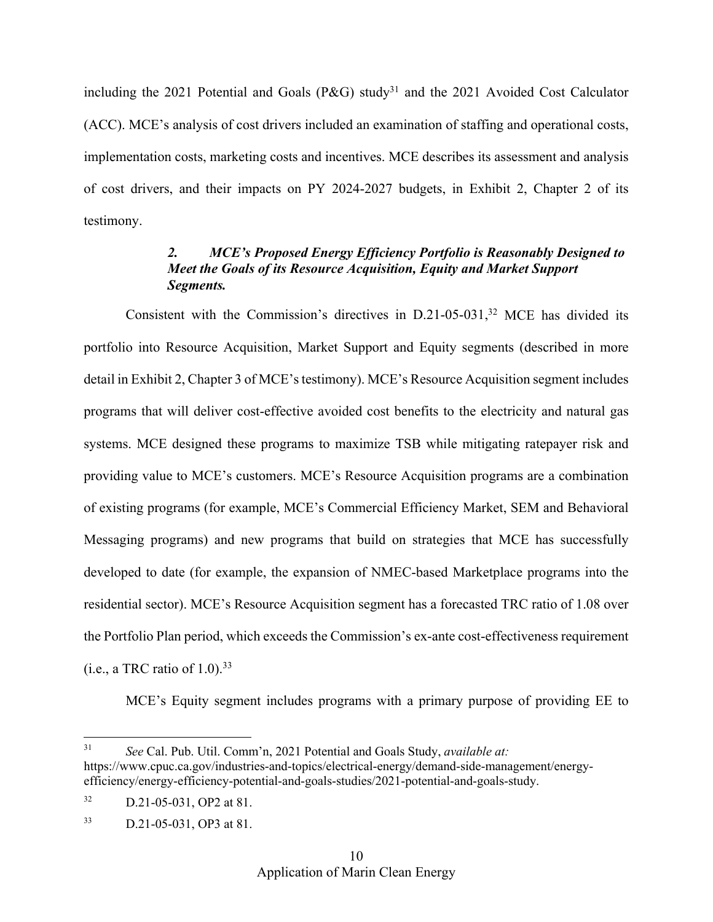including the 2021 Potential and Goals (P&G) study[31] and the 2021 Avoided Cost Calculator (ACC). MCE's analysis of cost drivers included an examination of staffing and operational costs, implementation costs, marketing costs and incentives. MCE describes its assessment and analysis of cost drivers, and their impacts on PY 2024-2027 budgets, in Exhibit 2, Chapter 2 of its testimony.

### *2. MCE's Proposed Energy Efficiency Portfolio is Reasonably Designed to Meet the Goals of its Resource Acquisition, Equity and Market Support Segments.*

Consistent with the Commission's directives in D.21-05-031,[32] MCE has divided its portfolio into Resource Acquisition, Market Support and Equity segments (described in more detail in Exhibit 2, Chapter 3 of MCE's testimony). MCE's Resource Acquisition segment includes programs that will deliver cost-effective avoided cost benefits to the electricity and natural gas systems. MCE designed these programs to maximize TSB while mitigating ratepayer risk and providing value to MCE's customers. MCE's Resource Acquisition programs are a combination of existing programs (for example, MCE's Commercial Efficiency Market, SEM and Behavioral Messaging programs) and new programs that build on strategies that MCE has successfully developed to date (for example, the expansion of NMEC-based Marketplace programs into the residential sector). MCE's Resource Acquisition segment has a forecasted TRC ratio of 1.08 over the Portfolio Plan period, which exceeds the Commission's ex-ante cost-effectiveness requirement (i.e., a TRC ratio of 1.0).[33]

MCE's Equity segment includes programs with a primary purpose of providing EE to

---

[31] *See* Cal. Pub. Util. Comm'n, 2021 Potential and Goals Study, *available at:* https://www.cpuc.ca.gov/industries-and-topics/electrical-energy/demand-side-management/energy-efficiency/energy-efficiency-potential-and-goals-studies/2021-potential-and-goals-study.

[32] D.21-05-031, OP2 at 81.

[33] D.21-05-031, OP3 at 81.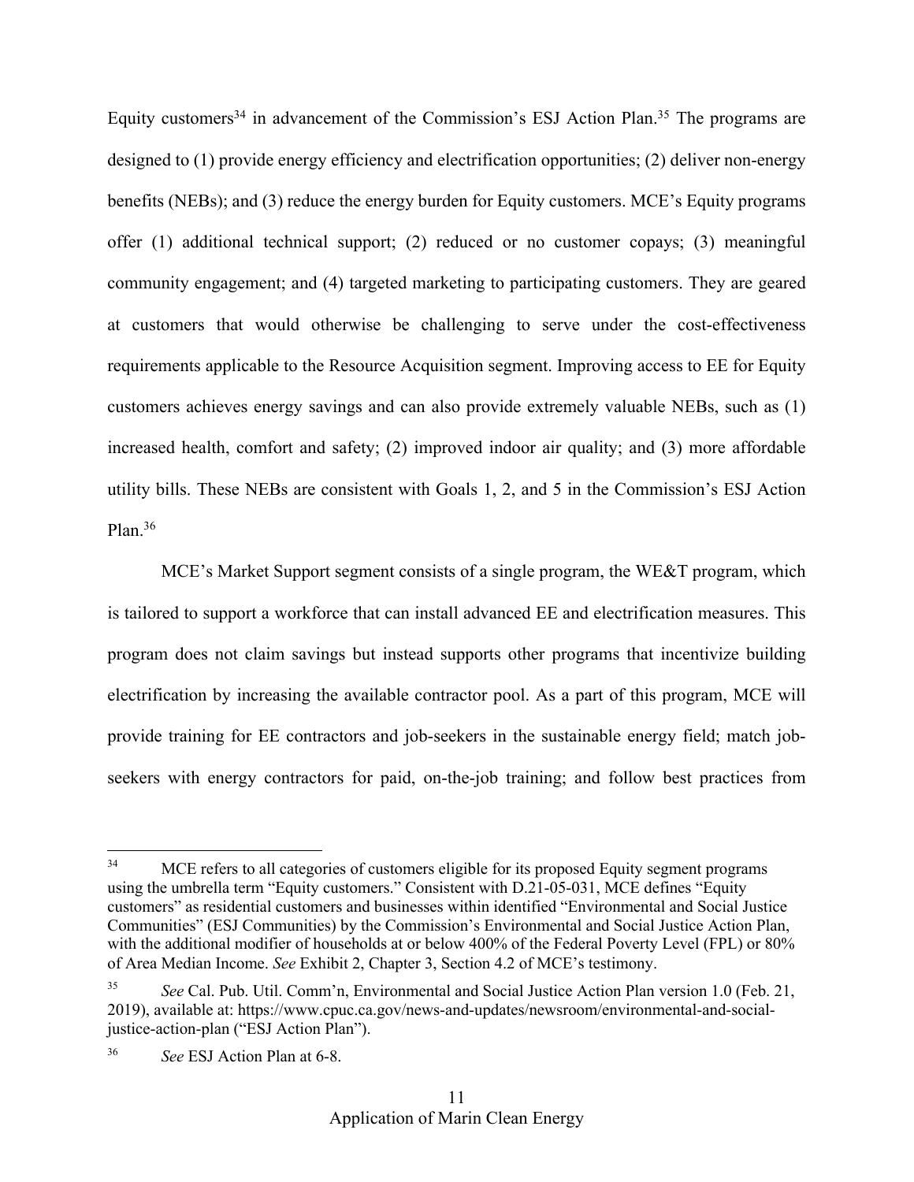Equity customers[34] in advancement of the Commission's ESJ Action Plan.[35] The programs are designed to (1) provide energy efficiency and electrification opportunities; (2) deliver non-energy benefits (NEBs); and (3) reduce the energy burden for Equity customers. MCE's Equity programs offer (1) additional technical support; (2) reduced or no customer copays; (3) meaningful community engagement; and (4) targeted marketing to participating customers. They are geared at customers that would otherwise be challenging to serve under the cost-effectiveness requirements applicable to the Resource Acquisition segment. Improving access to EE for Equity customers achieves energy savings and can also provide extremely valuable NEBs, such as (1) increased health, comfort and safety; (2) improved indoor air quality; and (3) more affordable utility bills. These NEBs are consistent with Goals 1, 2, and 5 in the Commission's ESJ Action Plan.[36]

MCE's Market Support segment consists of a single program, the WE&T program, which is tailored to support a workforce that can install advanced EE and electrification measures. This program does not claim savings but instead supports other programs that incentivize building electrification by increasing the available contractor pool. As a part of this program, MCE will provide training for EE contractors and job-seekers in the sustainable energy field; match job-seekers with energy contractors for paid, on-the-job training; and follow best practices from

---

[34] MCE refers to all categories of customers eligible for its proposed Equity segment programs using the umbrella term "Equity customers." Consistent with D.21-05-031, MCE defines "Equity customers" as residential customers and businesses within identified "Environmental and Social Justice Communities" (ESJ Communities) by the Commission's Environmental and Social Justice Action Plan, with the additional modifier of households at or below 400% of the Federal Poverty Level (FPL) or 80% of Area Median Income. *See* Exhibit 2, Chapter 3, Section 4.2 of MCE's testimony.

[35] *See* Cal. Pub. Util. Comm'n, Environmental and Social Justice Action Plan version 1.0 (Feb. 21, 2019), available at: https://www.cpuc.ca.gov/news-and-updates/newsroom/environmental-and-social-justice-action-plan ("ESJ Action Plan").

[36] *See* ESJ Action Plan at 6-8.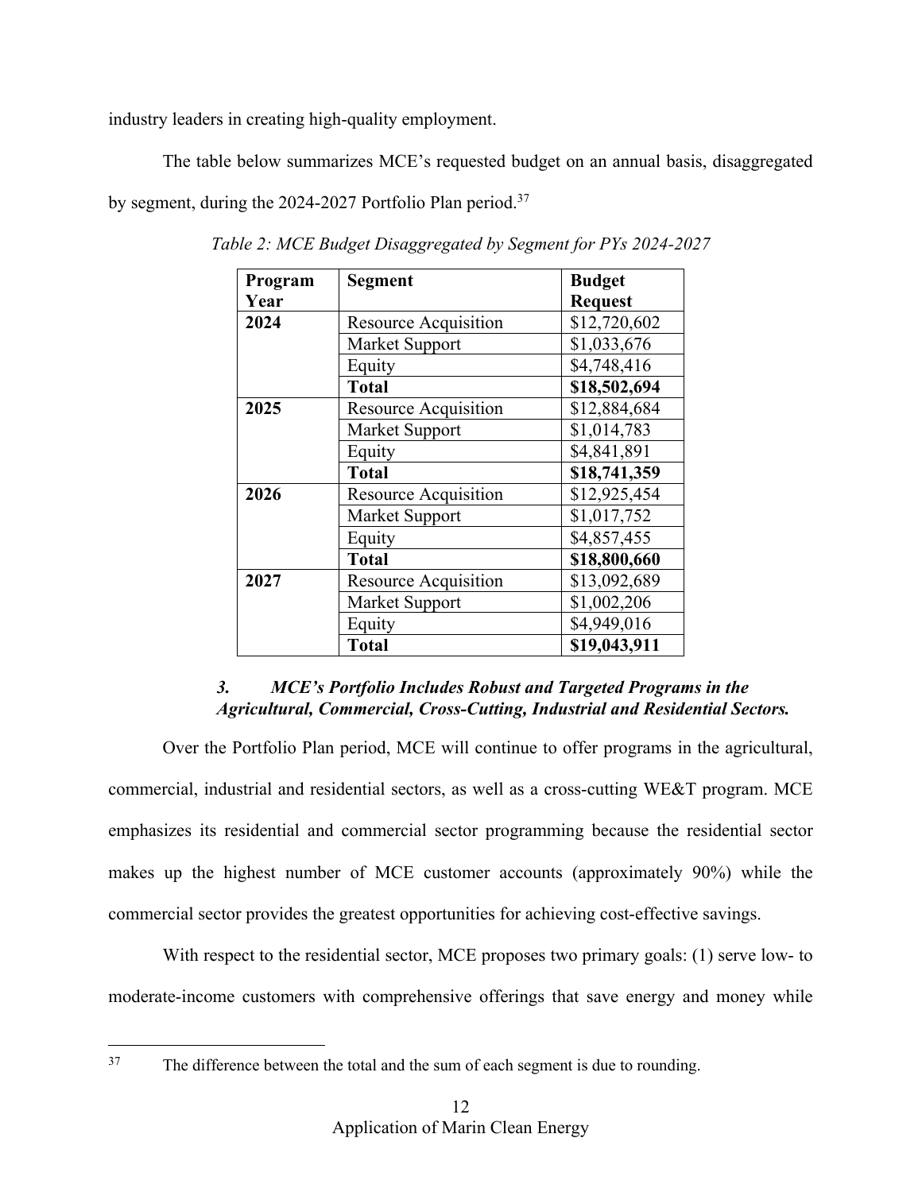industry leaders in creating high-quality employment.

The table below summarizes MCE's requested budget on an annual basis, disaggregated by segment, during the 2024-2027 Portfolio Plan period.[37]

*Table 2: MCE Budget Disaggregated by Segment for PYs 2024-2027*

| Program Year | Segment | Budget Request |
|---|---|---|
| **2024** | Resource Acquisition | $12,720,602 |
| | Market Support | $1,033,676 |
| | Equity | $4,748,416 |
| | **Total** | **$18,502,694** |
| **2025** | Resource Acquisition | $12,884,684 |
| | Market Support | $1,014,783 |
| | Equity | $4,841,891 |
| | **Total** | **$18,741,359** |
| **2026** | Resource Acquisition | $12,925,454 |
| | Market Support | $1,017,752 |
| | Equity | $4,857,455 |
| | **Total** | **$18,800,660** |
| **2027** | Resource Acquisition | $13,092,689 |
| | Market Support | $1,002,206 |
| | Equity | $4,949,016 |
| | **Total** | **$19,043,911** |

### *3. MCE's Portfolio Includes Robust and Targeted Programs in the Agricultural, Commercial, Cross-Cutting, Industrial and Residential Sectors.*

Over the Portfolio Plan period, MCE will continue to offer programs in the agricultural, commercial, industrial and residential sectors, as well as a cross-cutting WE&T program. MCE emphasizes its residential and commercial sector programming because the residential sector makes up the highest number of MCE customer accounts (approximately 90%) while the commercial sector provides the greatest opportunities for achieving cost-effective savings.

With respect to the residential sector, MCE proposes two primary goals: (1) serve low- to moderate-income customers with comprehensive offerings that save energy and money while

---

[37] The difference between the total and the sum of each segment is due to rounding.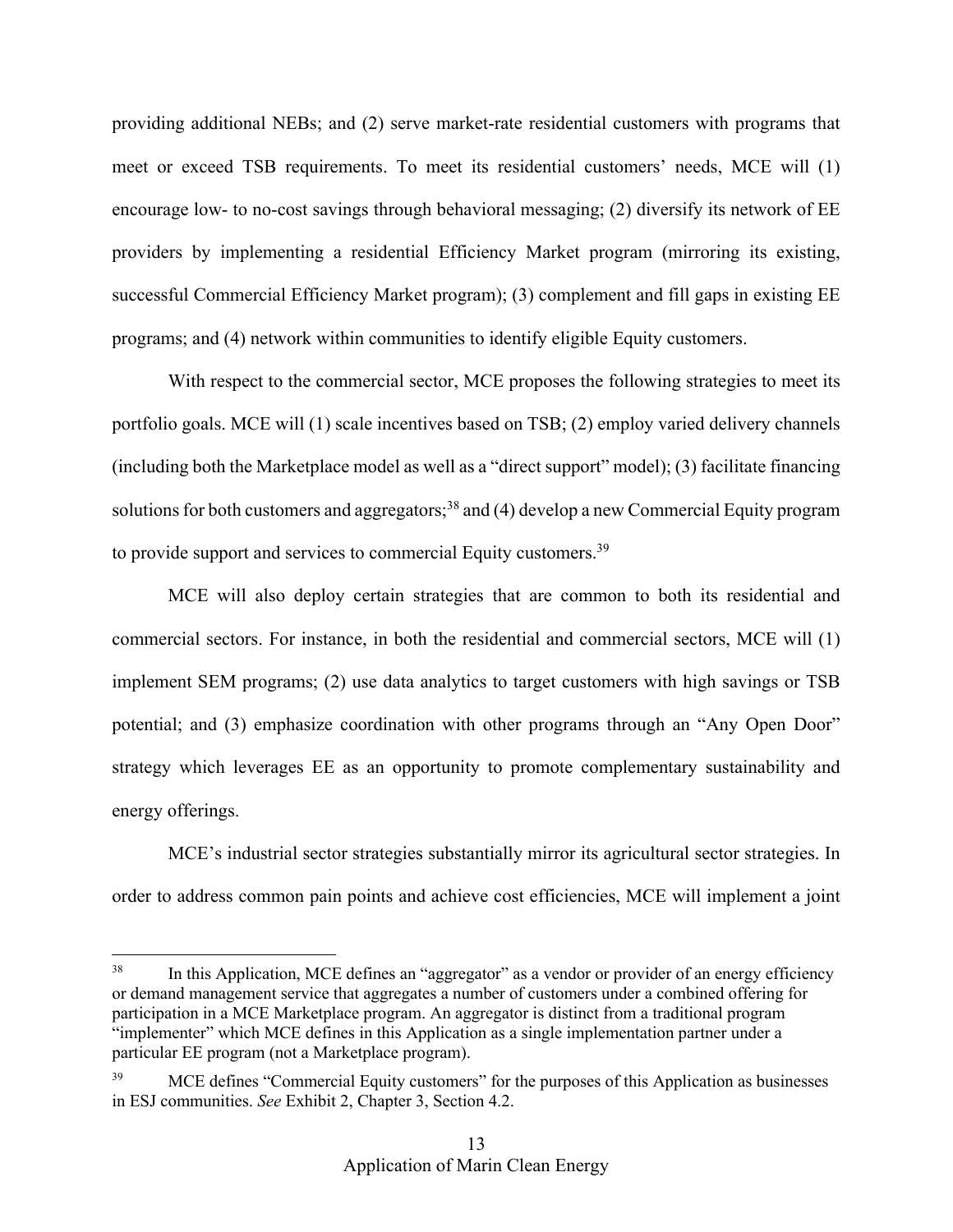providing additional NEBs; and (2) serve market-rate residential customers with programs that meet or exceed TSB requirements. To meet its residential customers' needs, MCE will (1) encourage low- to no-cost savings through behavioral messaging; (2) diversify its network of EE providers by implementing a residential Efficiency Market program (mirroring its existing, successful Commercial Efficiency Market program); (3) complement and fill gaps in existing EE programs; and (4) network within communities to identify eligible Equity customers.

With respect to the commercial sector, MCE proposes the following strategies to meet its portfolio goals. MCE will (1) scale incentives based on TSB; (2) employ varied delivery channels (including both the Marketplace model as well as a "direct support" model); (3) facilitate financing solutions for both customers and aggregators;[38] and (4) develop a new Commercial Equity program to provide support and services to commercial Equity customers.[39]

MCE will also deploy certain strategies that are common to both its residential and commercial sectors. For instance, in both the residential and commercial sectors, MCE will (1) implement SEM programs; (2) use data analytics to target customers with high savings or TSB potential; and (3) emphasize coordination with other programs through an "Any Open Door" strategy which leverages EE as an opportunity to promote complementary sustainability and energy offerings.

MCE's industrial sector strategies substantially mirror its agricultural sector strategies. In order to address common pain points and achieve cost efficiencies, MCE will implement a joint

---

[38] In this Application, MCE defines an "aggregator" as a vendor or provider of an energy efficiency or demand management service that aggregates a number of customers under a combined offering for participation in a MCE Marketplace program. An aggregator is distinct from a traditional program "implementer" which MCE defines in this Application as a single implementation partner under a particular EE program (not a Marketplace program).

[39] MCE defines "Commercial Equity customers" for the purposes of this Application as businesses in ESJ communities. *See* Exhibit 2, Chapter 3, Section 4.2.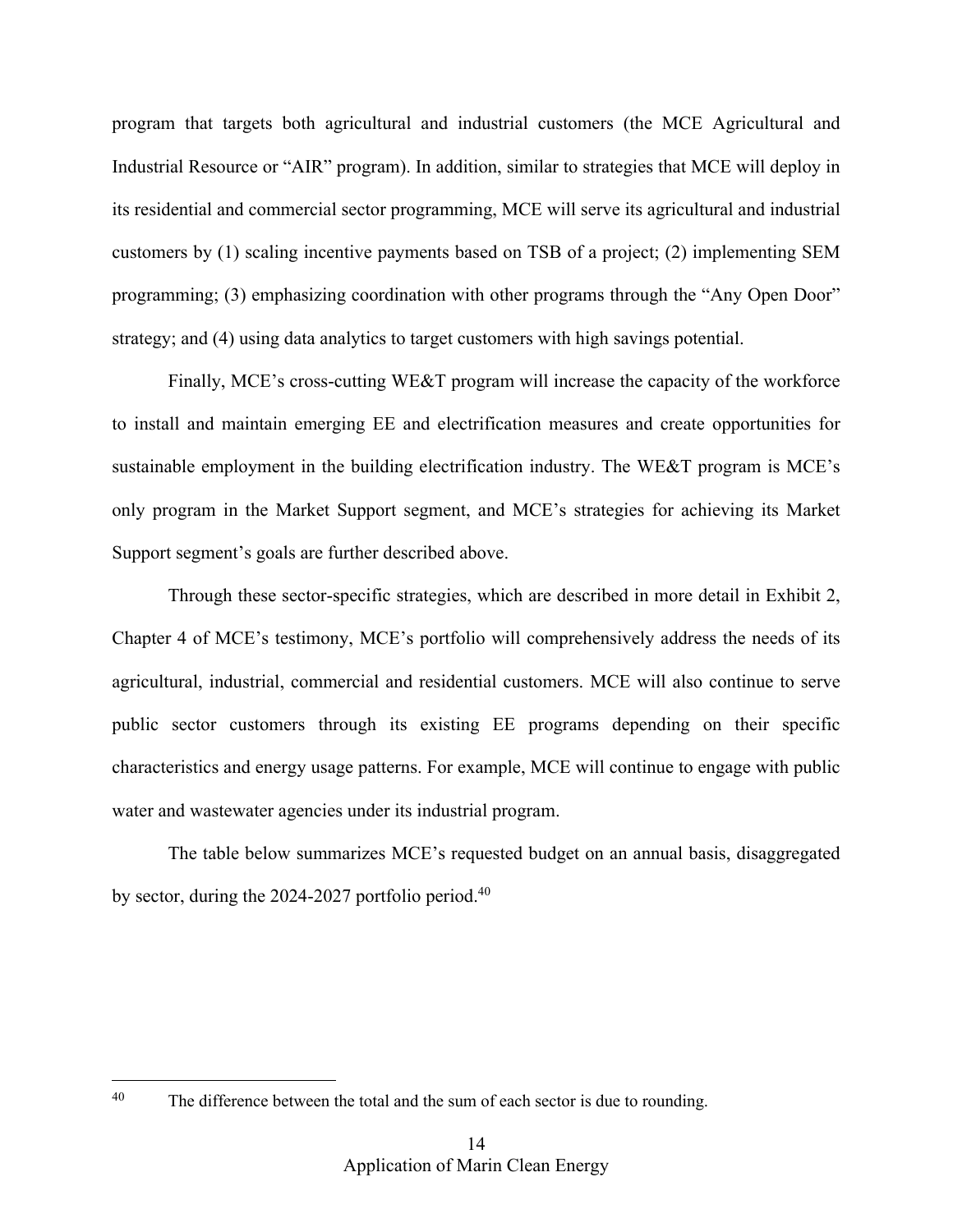program that targets both agricultural and industrial customers (the MCE Agricultural and Industrial Resource or "AIR" program). In addition, similar to strategies that MCE will deploy in its residential and commercial sector programming, MCE will serve its agricultural and industrial customers by (1) scaling incentive payments based on TSB of a project; (2) implementing SEM programming; (3) emphasizing coordination with other programs through the "Any Open Door" strategy; and (4) using data analytics to target customers with high savings potential.

Finally, MCE's cross-cutting WE&T program will increase the capacity of the workforce to install and maintain emerging EE and electrification measures and create opportunities for sustainable employment in the building electrification industry. The WE&T program is MCE's only program in the Market Support segment, and MCE's strategies for achieving its Market Support segment's goals are further described above.

Through these sector-specific strategies, which are described in more detail in Exhibit 2, Chapter 4 of MCE's testimony, MCE's portfolio will comprehensively address the needs of its agricultural, industrial, commercial and residential customers. MCE will also continue to serve public sector customers through its existing EE programs depending on their specific characteristics and energy usage patterns. For example, MCE will continue to engage with public water and wastewater agencies under its industrial program.

The table below summarizes MCE's requested budget on an annual basis, disaggregated by sector, during the 2024-2027 portfolio period.[40]

[40] The difference between the total and the sum of each sector is due to rounding.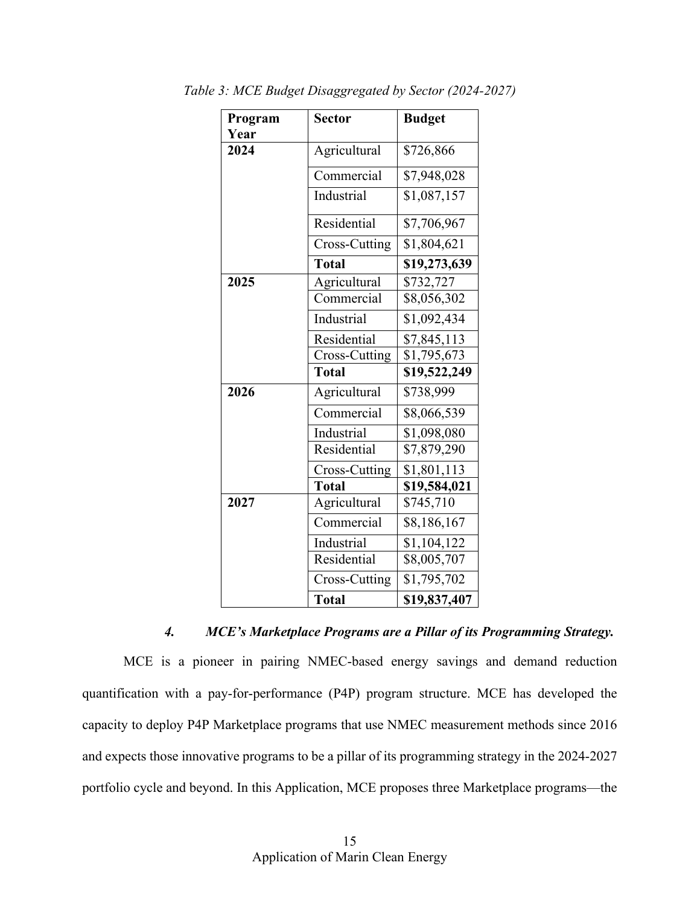*Table 3: MCE Budget Disaggregated by Sector (2024-2027)*

| Program Year | Sector | Budget |
|---|---|---|
| **2024** | Agricultural | $726,866 |
| | Commercial | $7,948,028 |
| | Industrial | $1,087,157 |
| | Residential | $7,706,967 |
| | Cross-Cutting | $1,804,621 |
| | **Total** | **$19,273,639** |
| **2025** | Agricultural | $732,727 |
| | Commercial | $8,056,302 |
| | Industrial | $1,092,434 |
| | Residential | $7,845,113 |
| | Cross-Cutting | $1,795,673 |
| | **Total** | **$19,522,249** |
| **2026** | Agricultural | $738,999 |
| | Commercial | $8,066,539 |
| | Industrial | $1,098,080 |
| | Residential | $7,879,290 |
| | Cross-Cutting | $1,801,113 |
| | **Total** | **$19,584,021** |
| **2027** | Agricultural | $745,710 |
| | Commercial | $8,186,167 |
| | Industrial | $1,104,122 |
| | Residential | $8,005,707 |
| | Cross-Cutting | $1,795,702 |
| | **Total** | **$19,837,407** |

#### ***4. MCE's Marketplace Programs are a Pillar of its Programming Strategy.***

MCE is a pioneer in pairing NMEC-based energy savings and demand reduction quantification with a pay-for-performance (P4P) program structure. MCE has developed the capacity to deploy P4P Marketplace programs that use NMEC measurement methods since 2016 and expects those innovative programs to be a pillar of its programming strategy in the 2024-2027 portfolio cycle and beyond. In this Application, MCE proposes three Marketplace programs—the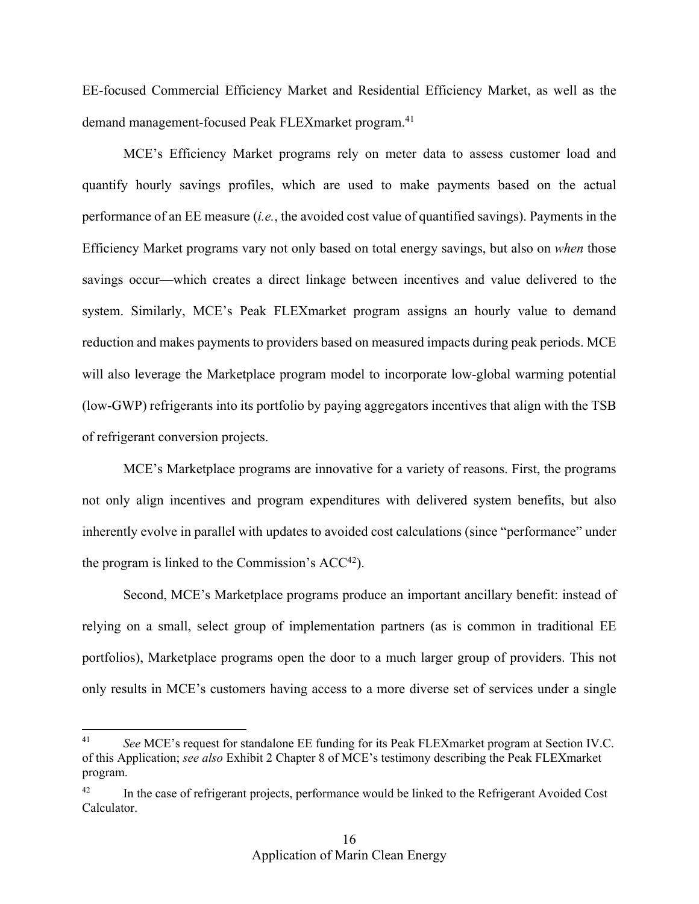EE-focused Commercial Efficiency Market and Residential Efficiency Market, as well as the demand management-focused Peak FLEXmarket program.[41]

MCE's Efficiency Market programs rely on meter data to assess customer load and quantify hourly savings profiles, which are used to make payments based on the actual performance of an EE measure (*i.e.*, the avoided cost value of quantified savings). Payments in the Efficiency Market programs vary not only based on total energy savings, but also on *when* those savings occur—which creates a direct linkage between incentives and value delivered to the system. Similarly, MCE's Peak FLEXmarket program assigns an hourly value to demand reduction and makes payments to providers based on measured impacts during peak periods. MCE will also leverage the Marketplace program model to incorporate low-global warming potential (low-GWP) refrigerants into its portfolio by paying aggregators incentives that align with the TSB of refrigerant conversion projects.

MCE's Marketplace programs are innovative for a variety of reasons. First, the programs not only align incentives and program expenditures with delivered system benefits, but also inherently evolve in parallel with updates to avoided cost calculations (since "performance" under the program is linked to the Commission's ACC[42]).

Second, MCE's Marketplace programs produce an important ancillary benefit: instead of relying on a small, select group of implementation partners (as is common in traditional EE portfolios), Marketplace programs open the door to a much larger group of providers. This not only results in MCE's customers having access to a more diverse set of services under a single

---

[41] *See* MCE's request for standalone EE funding for its Peak FLEXmarket program at Section IV.C. of this Application; *see also* Exhibit 2 Chapter 8 of MCE's testimony describing the Peak FLEXmarket program.

[42] In the case of refrigerant projects, performance would be linked to the Refrigerant Avoided Cost Calculator.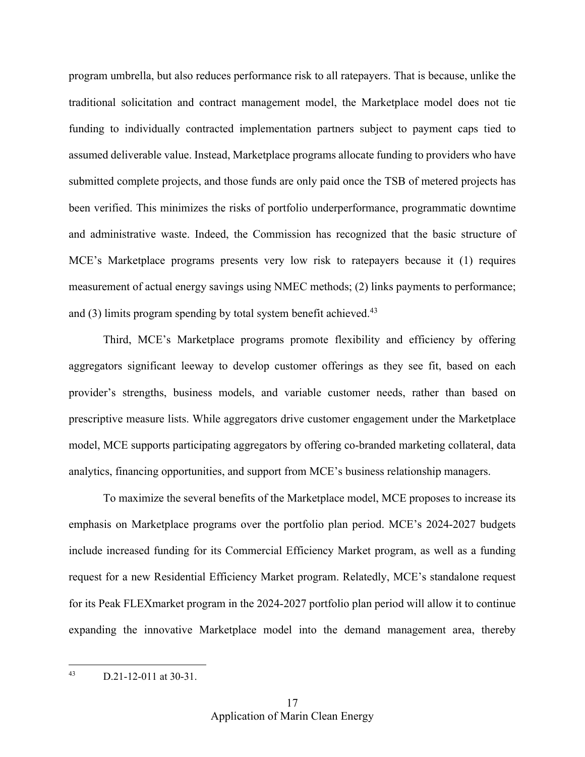program umbrella, but also reduces performance risk to all ratepayers. That is because, unlike the traditional solicitation and contract management model, the Marketplace model does not tie funding to individually contracted implementation partners subject to payment caps tied to assumed deliverable value. Instead, Marketplace programs allocate funding to providers who have submitted complete projects, and those funds are only paid once the TSB of metered projects has been verified. This minimizes the risks of portfolio underperformance, programmatic downtime and administrative waste. Indeed, the Commission has recognized that the basic structure of MCE's Marketplace programs presents very low risk to ratepayers because it (1) requires measurement of actual energy savings using NMEC methods; (2) links payments to performance; and (3) limits program spending by total system benefit achieved.[43]

Third, MCE's Marketplace programs promote flexibility and efficiency by offering aggregators significant leeway to develop customer offerings as they see fit, based on each provider's strengths, business models, and variable customer needs, rather than based on prescriptive measure lists. While aggregators drive customer engagement under the Marketplace model, MCE supports participating aggregators by offering co-branded marketing collateral, data analytics, financing opportunities, and support from MCE's business relationship managers.

To maximize the several benefits of the Marketplace model, MCE proposes to increase its emphasis on Marketplace programs over the portfolio plan period. MCE's 2024-2027 budgets include increased funding for its Commercial Efficiency Market program, as well as a funding request for a new Residential Efficiency Market program. Relatedly, MCE's standalone request for its Peak FLEXmarket program in the 2024-2027 portfolio plan period will allow it to continue expanding the innovative Marketplace model into the demand management area, thereby

---

[43] D.21-12-011 at 30-31.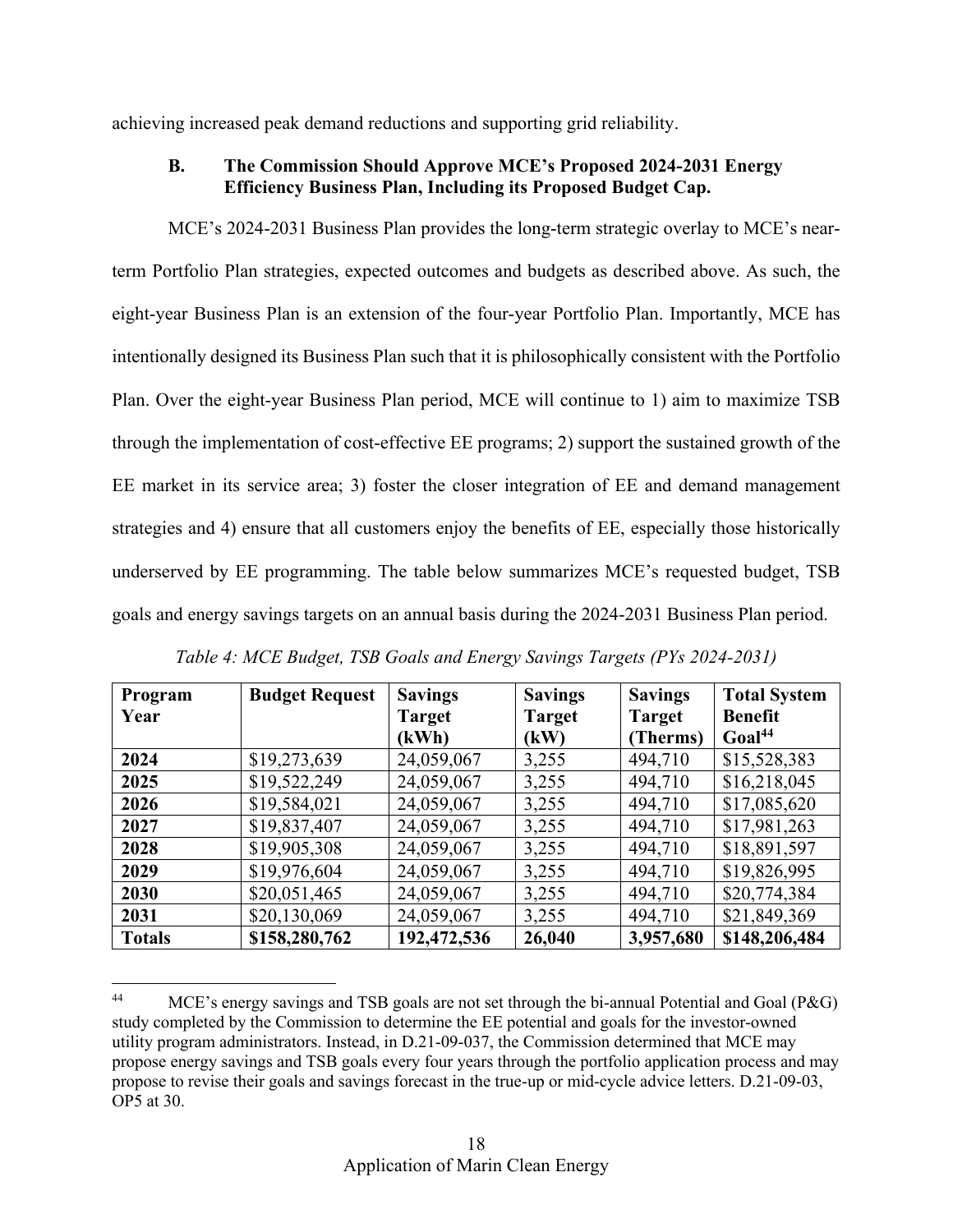achieving increased peak demand reductions and supporting grid reliability.

### B. The Commission Should Approve MCE's Proposed 2024-2031 Energy Efficiency Business Plan, Including its Proposed Budget Cap.

MCE's 2024-2031 Business Plan provides the long-term strategic overlay to MCE's near-term Portfolio Plan strategies, expected outcomes and budgets as described above. As such, the eight-year Business Plan is an extension of the four-year Portfolio Plan. Importantly, MCE has intentionally designed its Business Plan such that it is philosophically consistent with the Portfolio Plan. Over the eight-year Business Plan period, MCE will continue to 1) aim to maximize TSB through the implementation of cost-effective EE programs; 2) support the sustained growth of the EE market in its service area; 3) foster the closer integration of EE and demand management strategies and 4) ensure that all customers enjoy the benefits of EE, especially those historically underserved by EE programming. The table below summarizes MCE's requested budget, TSB goals and energy savings targets on an annual basis during the 2024-2031 Business Plan period.

*Table 4: MCE Budget, TSB Goals and Energy Savings Targets (PYs 2024-2031)*

| Program Year | Budget Request | Savings Target (kWh) | Savings Target (kW) | Savings Target (Therms) | Total System Benefit Goal[44] |
|---|---|---|---|---|---|
| **2024** | $19,273,639 | 24,059,067 | 3,255 | 494,710 | $15,528,383 |
| **2025** | $19,522,249 | 24,059,067 | 3,255 | 494,710 | $16,218,045 |
| **2026** | $19,584,021 | 24,059,067 | 3,255 | 494,710 | $17,085,620 |
| **2027** | $19,837,407 | 24,059,067 | 3,255 | 494,710 | $17,981,263 |
| **2028** | $19,905,308 | 24,059,067 | 3,255 | 494,710 | $18,891,597 |
| **2029** | $19,976,604 | 24,059,067 | 3,255 | 494,710 | $19,826,995 |
| **2030** | $20,051,465 | 24,059,067 | 3,255 | 494,710 | $20,774,384 |
| **2031** | $20,130,069 | 24,059,067 | 3,255 | 494,710 | $21,849,369 |
| **Totals** | **$158,280,762** | **192,472,536** | **26,040** | **3,957,680** | **$148,206,484** |

[44] MCE's energy savings and TSB goals are not set through the bi-annual Potential and Goal (P&G) study completed by the Commission to determine the EE potential and goals for the investor-owned utility program administrators. Instead, in D.21-09-037, the Commission determined that MCE may propose energy savings and TSB goals every four years through the portfolio application process and may propose to revise their goals and savings forecast in the true-up or mid-cycle advice letters. D.21-09-03, OP5 at 30.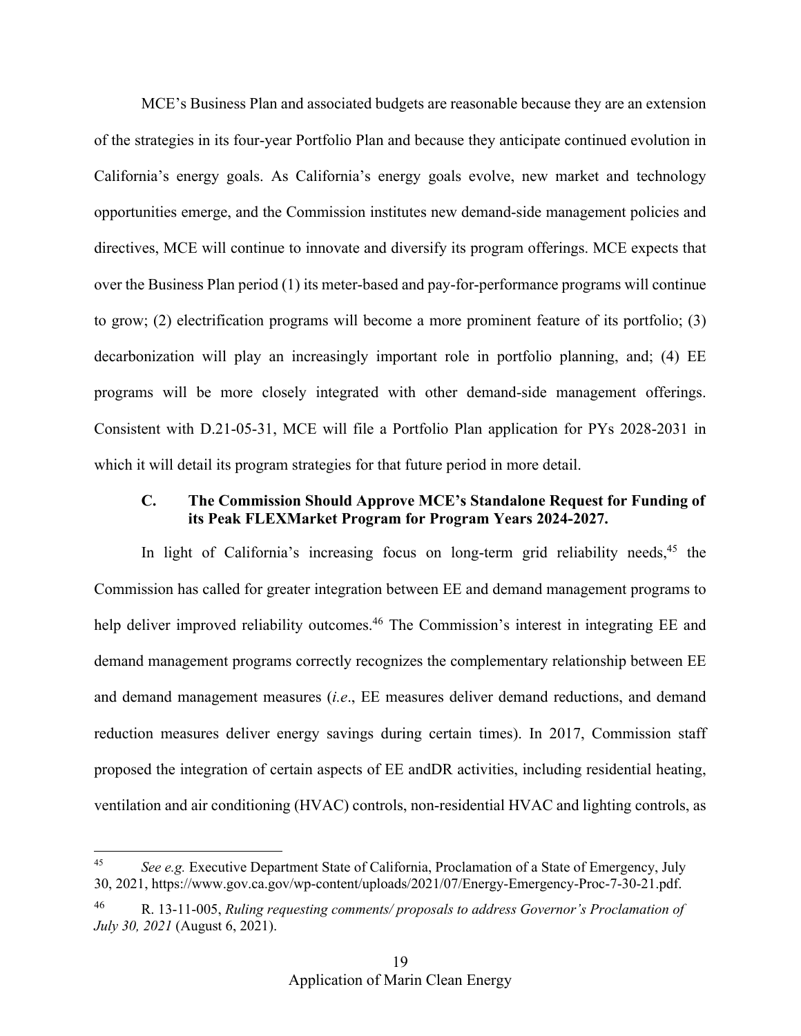MCE's Business Plan and associated budgets are reasonable because they are an extension of the strategies in its four-year Portfolio Plan and because they anticipate continued evolution in California's energy goals. As California's energy goals evolve, new market and technology opportunities emerge, and the Commission institutes new demand-side management policies and directives, MCE will continue to innovate and diversify its program offerings. MCE expects that over the Business Plan period (1) its meter-based and pay-for-performance programs will continue to grow; (2) electrification programs will become a more prominent feature of its portfolio; (3) decarbonization will play an increasingly important role in portfolio planning, and; (4) EE programs will be more closely integrated with other demand-side management offerings. Consistent with D.21-05-31, MCE will file a Portfolio Plan application for PYs 2028-2031 in which it will detail its program strategies for that future period in more detail.

### C. The Commission Should Approve MCE's Standalone Request for Funding of its Peak FLEXMarket Program for Program Years 2024-2027.

In light of California's increasing focus on long-term grid reliability needs,[45] the Commission has called for greater integration between EE and demand management programs to help deliver improved reliability outcomes.[46] The Commission's interest in integrating EE and demand management programs correctly recognizes the complementary relationship between EE and demand management measures (*i.e*., EE measures deliver demand reductions, and demand reduction measures deliver energy savings during certain times). In 2017, Commission staff proposed the integration of certain aspects of EE andDR activities, including residential heating, ventilation and air conditioning (HVAC) controls, non-residential HVAC and lighting controls, as

---

[45] *See e.g.* Executive Department State of California, Proclamation of a State of Emergency, July 30, 2021, https://www.gov.ca.gov/wp-content/uploads/2021/07/Energy-Emergency-Proc-7-30-21.pdf.

[46] R. 13-11-005, *Ruling requesting comments/ proposals to address Governor's Proclamation of July 30, 2021* (August 6, 2021).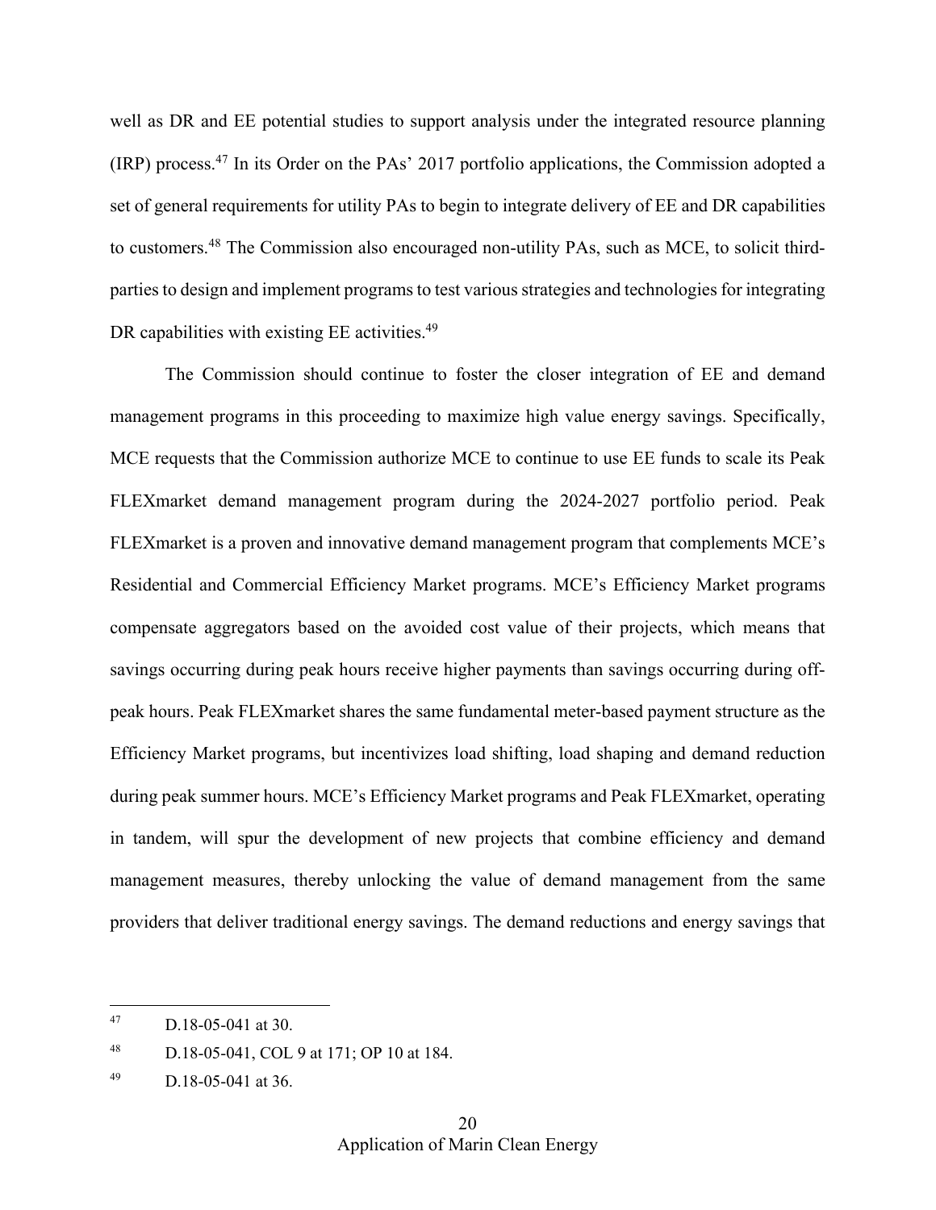well as DR and EE potential studies to support analysis under the integrated resource planning (IRP) process.[47] In its Order on the PAs' 2017 portfolio applications, the Commission adopted a set of general requirements for utility PAs to begin to integrate delivery of EE and DR capabilities to customers.[48] The Commission also encouraged non-utility PAs, such as MCE, to solicit third-parties to design and implement programs to test various strategies and technologies for integrating DR capabilities with existing EE activities.[49]

The Commission should continue to foster the closer integration of EE and demand management programs in this proceeding to maximize high value energy savings. Specifically, MCE requests that the Commission authorize MCE to continue to use EE funds to scale its Peak FLEXmarket demand management program during the 2024-2027 portfolio period. Peak FLEXmarket is a proven and innovative demand management program that complements MCE's Residential and Commercial Efficiency Market programs. MCE's Efficiency Market programs compensate aggregators based on the avoided cost value of their projects, which means that savings occurring during peak hours receive higher payments than savings occurring during off-peak hours. Peak FLEXmarket shares the same fundamental meter-based payment structure as the Efficiency Market programs, but incentivizes load shifting, load shaping and demand reduction during peak summer hours. MCE's Efficiency Market programs and Peak FLEXmarket, operating in tandem, will spur the development of new projects that combine efficiency and demand management measures, thereby unlocking the value of demand management from the same providers that deliver traditional energy savings. The demand reductions and energy savings that

---

[47] D.18-05-041 at 30.

[48] D.18-05-041, COL 9 at 171; OP 10 at 184.

[49] D.18-05-041 at 36.

Application of Marin Clean Energy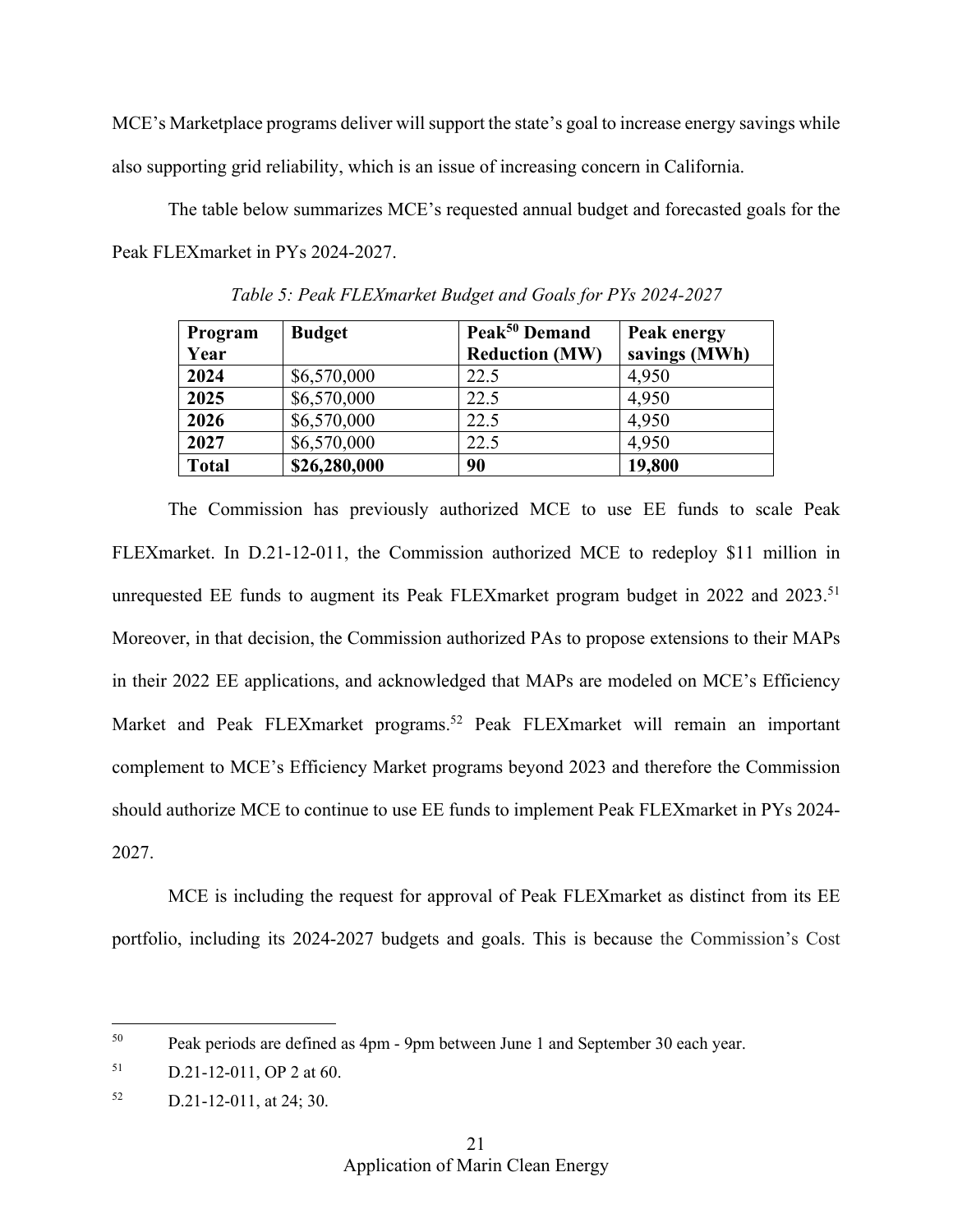MCE's Marketplace programs deliver will support the state's goal to increase energy savings while also supporting grid reliability, which is an issue of increasing concern in California.

The table below summarizes MCE's requested annual budget and forecasted goals for the Peak FLEXmarket in PYs 2024-2027.

*Table 5: Peak FLEXmarket Budget and Goals for PYs 2024-2027*

| Program Year | Budget | Peak[50] Demand Reduction (MW) | Peak energy savings (MWh) |
|---|---|---|---|
| **2024** | $6,570,000 | 22.5 | 4,950 |
| **2025** | $6,570,000 | 22.5 | 4,950 |
| **2026** | $6,570,000 | 22.5 | 4,950 |
| **2027** | $6,570,000 | 22.5 | 4,950 |
| **Total** | **$26,280,000** | **90** | **19,800** |

The Commission has previously authorized MCE to use EE funds to scale Peak FLEXmarket. In D.21-12-011, the Commission authorized MCE to redeploy $11 million in unrequested EE funds to augment its Peak FLEXmarket program budget in 2022 and 2023.[51] Moreover, in that decision, the Commission authorized PAs to propose extensions to their MAPs in their 2022 EE applications, and acknowledged that MAPs are modeled on MCE's Efficiency Market and Peak FLEXmarket programs.[52] Peak FLEXmarket will remain an important complement to MCE's Efficiency Market programs beyond 2023 and therefore the Commission should authorize MCE to continue to use EE funds to implement Peak FLEXmarket in PYs 2024-2027.

MCE is including the request for approval of Peak FLEXmarket as distinct from its EE portfolio, including its 2024-2027 budgets and goals. This is because the Commission's Cost

---

[50] Peak periods are defined as 4pm - 9pm between June 1 and September 30 each year.

[51] D.21-12-011, OP 2 at 60.

[52] D.21-12-011, at 24; 30.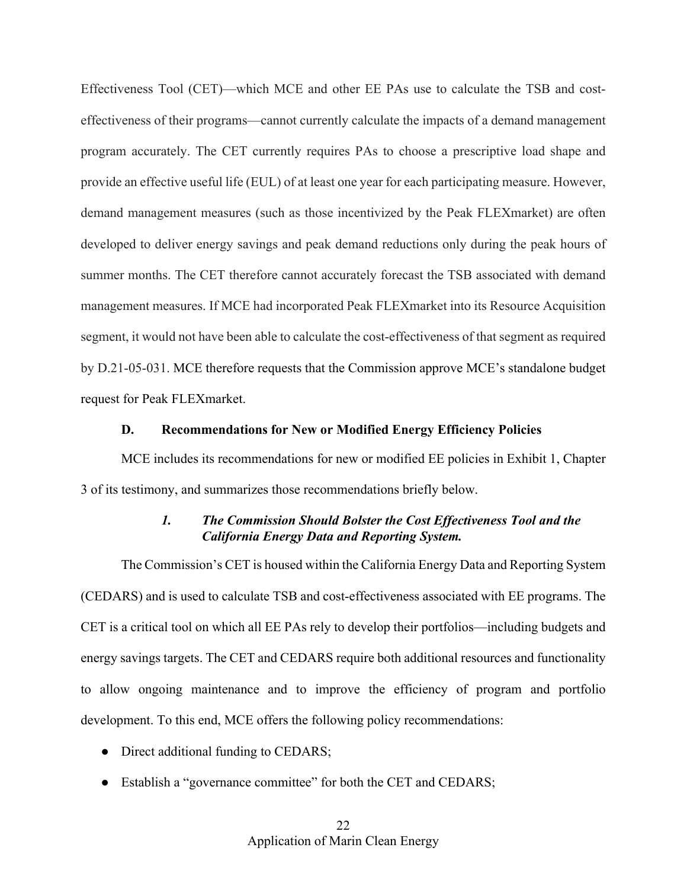Effectiveness Tool (CET)—which MCE and other EE PAs use to calculate the TSB and cost-effectiveness of their programs—cannot currently calculate the impacts of a demand management program accurately. The CET currently requires PAs to choose a prescriptive load shape and provide an effective useful life (EUL) of at least one year for each participating measure. However, demand management measures (such as those incentivized by the Peak FLEXmarket) are often developed to deliver energy savings and peak demand reductions only during the peak hours of summer months. The CET therefore cannot accurately forecast the TSB associated with demand management measures. If MCE had incorporated Peak FLEXmarket into its Resource Acquisition segment, it would not have been able to calculate the cost-effectiveness of that segment as required by D.21-05-031. MCE therefore requests that the Commission approve MCE's standalone budget request for Peak FLEXmarket.

### D. Recommendations for New or Modified Energy Efficiency Policies

MCE includes its recommendations for new or modified EE policies in Exhibit 1, Chapter 3 of its testimony, and summarizes those recommendations briefly below.

#### *1. The Commission Should Bolster the Cost Effectiveness Tool and the California Energy Data and Reporting System.*

The Commission's CET is housed within the California Energy Data and Reporting System (CEDARS) and is used to calculate TSB and cost-effectiveness associated with EE programs. The CET is a critical tool on which all EE PAs rely to develop their portfolios—including budgets and energy savings targets. The CET and CEDARS require both additional resources and functionality to allow ongoing maintenance and to improve the efficiency of program and portfolio development. To this end, MCE offers the following policy recommendations:

- Direct additional funding to CEDARS;
- Establish a "governance committee" for both the CET and CEDARS;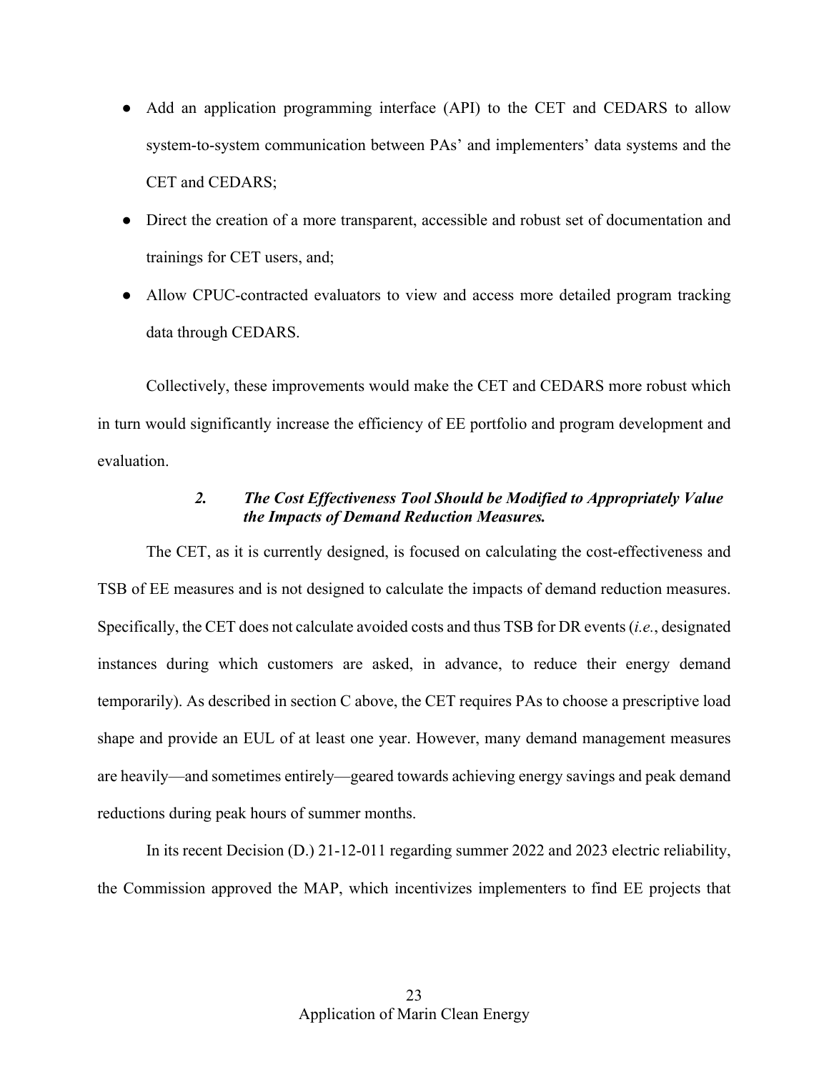- Add an application programming interface (API) to the CET and CEDARS to allow system-to-system communication between PAs' and implementers' data systems and the CET and CEDARS;
- Direct the creation of a more transparent, accessible and robust set of documentation and trainings for CET users, and;
- Allow CPUC-contracted evaluators to view and access more detailed program tracking data through CEDARS.

Collectively, these improvements would make the CET and CEDARS more robust which in turn would significantly increase the efficiency of EE portfolio and program development and evaluation.

#### *2. The Cost Effectiveness Tool Should be Modified to Appropriately Value the Impacts of Demand Reduction Measures.*

The CET, as it is currently designed, is focused on calculating the cost-effectiveness and TSB of EE measures and is not designed to calculate the impacts of demand reduction measures. Specifically, the CET does not calculate avoided costs and thus TSB for DR events (*i.e.*, designated instances during which customers are asked, in advance, to reduce their energy demand temporarily). As described in section C above, the CET requires PAs to choose a prescriptive load shape and provide an EUL of at least one year. However, many demand management measures are heavily—and sometimes entirely—geared towards achieving energy savings and peak demand reductions during peak hours of summer months.

In its recent Decision (D.) 21-12-011 regarding summer 2022 and 2023 electric reliability, the Commission approved the MAP, which incentivizes implementers to find EE projects that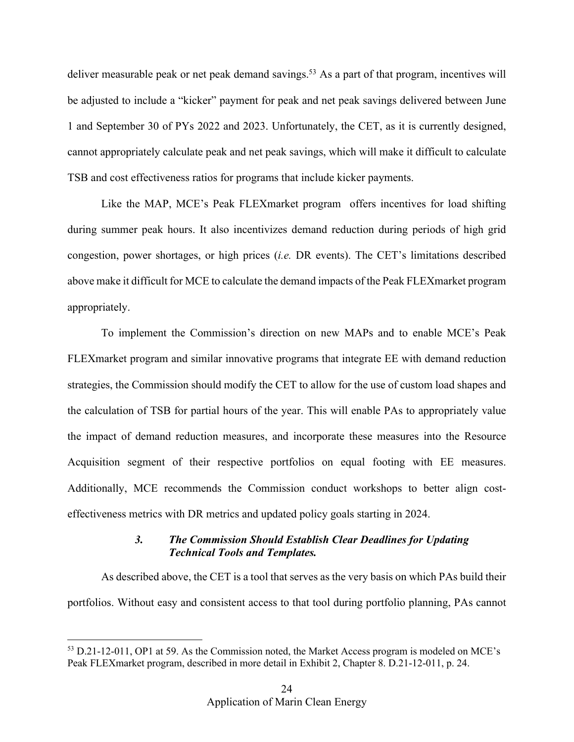deliver measurable peak or net peak demand savings.[53] As a part of that program, incentives will be adjusted to include a "kicker" payment for peak and net peak savings delivered between June 1 and September 30 of PYs 2022 and 2023. Unfortunately, the CET, as it is currently designed, cannot appropriately calculate peak and net peak savings, which will make it difficult to calculate TSB and cost effectiveness ratios for programs that include kicker payments.

Like the MAP, MCE's Peak FLEXmarket program offers incentives for load shifting during summer peak hours. It also incentivizes demand reduction during periods of high grid congestion, power shortages, or high prices (*i.e.* DR events). The CET's limitations described above make it difficult for MCE to calculate the demand impacts of the Peak FLEXmarket program appropriately.

To implement the Commission's direction on new MAPs and to enable MCE's Peak FLEXmarket program and similar innovative programs that integrate EE with demand reduction strategies, the Commission should modify the CET to allow for the use of custom load shapes and the calculation of TSB for partial hours of the year. This will enable PAs to appropriately value the impact of demand reduction measures, and incorporate these measures into the Resource Acquisition segment of their respective portfolios on equal footing with EE measures. Additionally, MCE recommends the Commission conduct workshops to better align cost-effectiveness metrics with DR metrics and updated policy goals starting in 2024.

### *3. The Commission Should Establish Clear Deadlines for Updating Technical Tools and Templates.*

As described above, the CET is a tool that serves as the very basis on which PAs build their portfolios. Without easy and consistent access to that tool during portfolio planning, PAs cannot

---

[53] D.21-12-011, OP1 at 59. As the Commission noted, the Market Access program is modeled on MCE's Peak FLEXmarket program, described in more detail in Exhibit 2, Chapter 8. D.21-12-011, p. 24.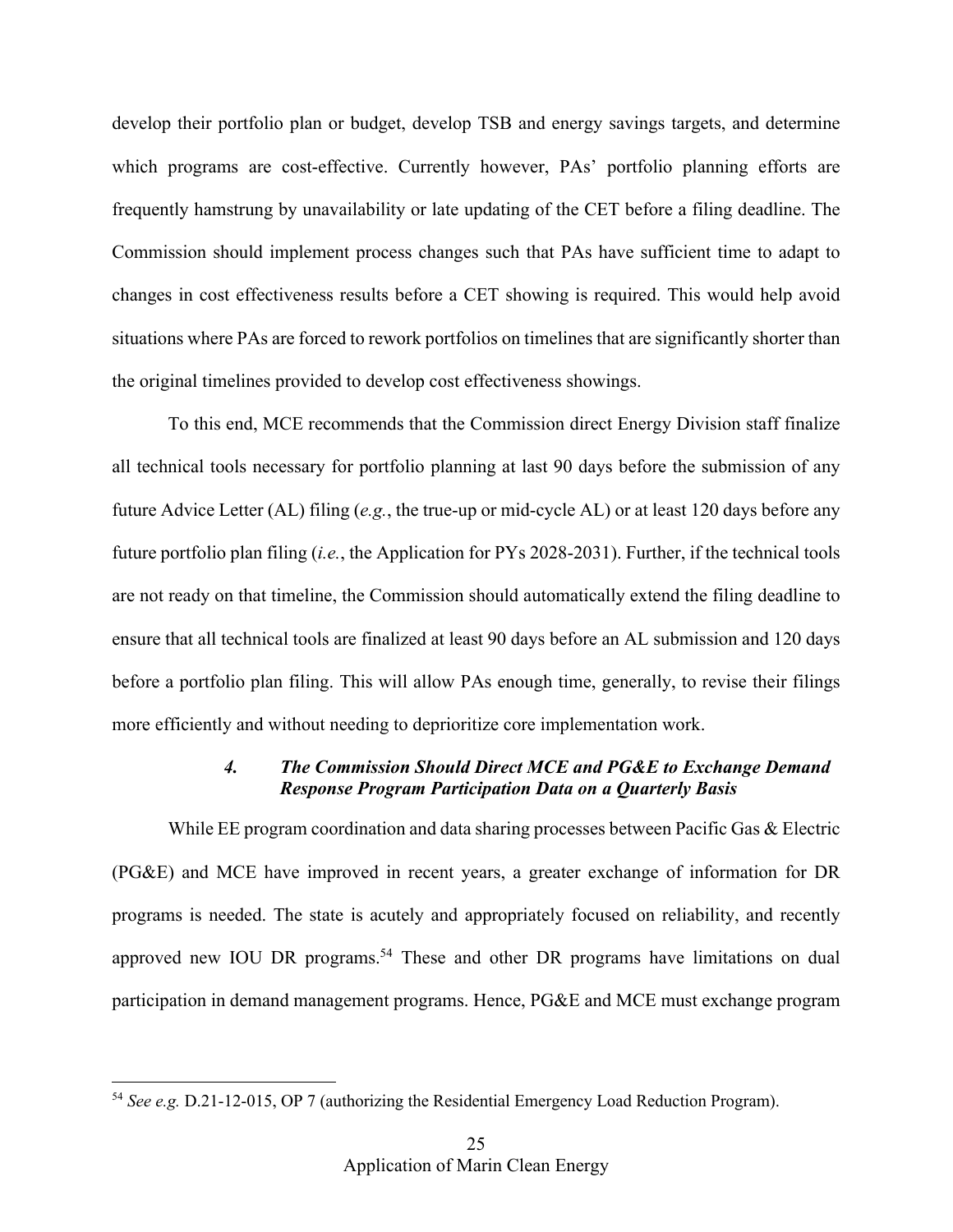develop their portfolio plan or budget, develop TSB and energy savings targets, and determine which programs are cost-effective. Currently however, PAs' portfolio planning efforts are frequently hamstrung by unavailability or late updating of the CET before a filing deadline. The Commission should implement process changes such that PAs have sufficient time to adapt to changes in cost effectiveness results before a CET showing is required. This would help avoid situations where PAs are forced to rework portfolios on timelines that are significantly shorter than the original timelines provided to develop cost effectiveness showings.

To this end, MCE recommends that the Commission direct Energy Division staff finalize all technical tools necessary for portfolio planning at last 90 days before the submission of any future Advice Letter (AL) filing (*e.g.*, the true-up or mid-cycle AL) or at least 120 days before any future portfolio plan filing (*i.e.*, the Application for PYs 2028-2031). Further, if the technical tools are not ready on that timeline, the Commission should automatically extend the filing deadline to ensure that all technical tools are finalized at least 90 days before an AL submission and 120 days before a portfolio plan filing. This will allow PAs enough time, generally, to revise their filings more efficiently and without needing to deprioritize core implementation work.

#### *4. The Commission Should Direct MCE and PG&E to Exchange Demand Response Program Participation Data on a Quarterly Basis*

While EE program coordination and data sharing processes between Pacific Gas & Electric (PG&E) and MCE have improved in recent years, a greater exchange of information for DR programs is needed. The state is acutely and appropriately focused on reliability, and recently approved new IOU DR programs.[54] These and other DR programs have limitations on dual participation in demand management programs. Hence, PG&E and MCE must exchange program

[54] *See e.g.* D.21-12-015, OP 7 (authorizing the Residential Emergency Load Reduction Program).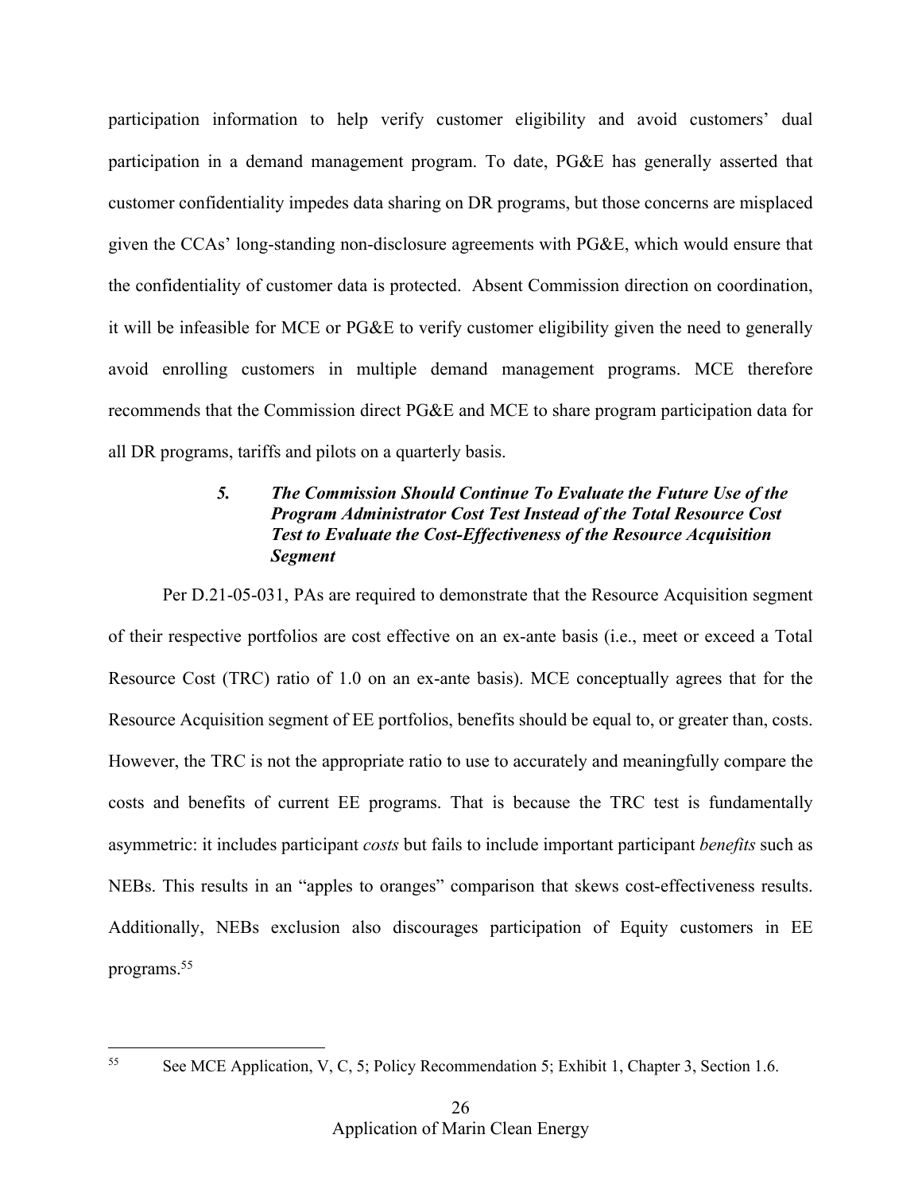participation information to help verify customer eligibility and avoid customers' dual participation in a demand management program. To date, PG&E has generally asserted that customer confidentiality impedes data sharing on DR programs, but those concerns are misplaced given the CCAs' long-standing non-disclosure agreements with PG&E, which would ensure that the confidentiality of customer data is protected. Absent Commission direction on coordination, it will be infeasible for MCE or PG&E to verify customer eligibility given the need to generally avoid enrolling customers in multiple demand management programs. MCE therefore recommends that the Commission direct PG&E and MCE to share program participation data for all DR programs, tariffs and pilots on a quarterly basis.

#### ***5. The Commission Should Continue To Evaluate the Future Use of the Program Administrator Cost Test Instead of the Total Resource Cost Test to Evaluate the Cost-Effectiveness of the Resource Acquisition Segment***

Per D.21-05-031, PAs are required to demonstrate that the Resource Acquisition segment of their respective portfolios are cost effective on an ex-ante basis (i.e., meet or exceed a Total Resource Cost (TRC) ratio of 1.0 on an ex-ante basis). MCE conceptually agrees that for the Resource Acquisition segment of EE portfolios, benefits should be equal to, or greater than, costs. However, the TRC is not the appropriate ratio to use to accurately and meaningfully compare the costs and benefits of current EE programs. That is because the TRC test is fundamentally asymmetric: it includes participant *costs* but fails to include important participant *benefits* such as NEBs. This results in an "apples to oranges" comparison that skews cost-effectiveness results. Additionally, NEBs exclusion also discourages participation of Equity customers in EE programs.[55]

---

[55] See MCE Application, V, C, 5; Policy Recommendation 5; Exhibit 1, Chapter 3, Section 1.6.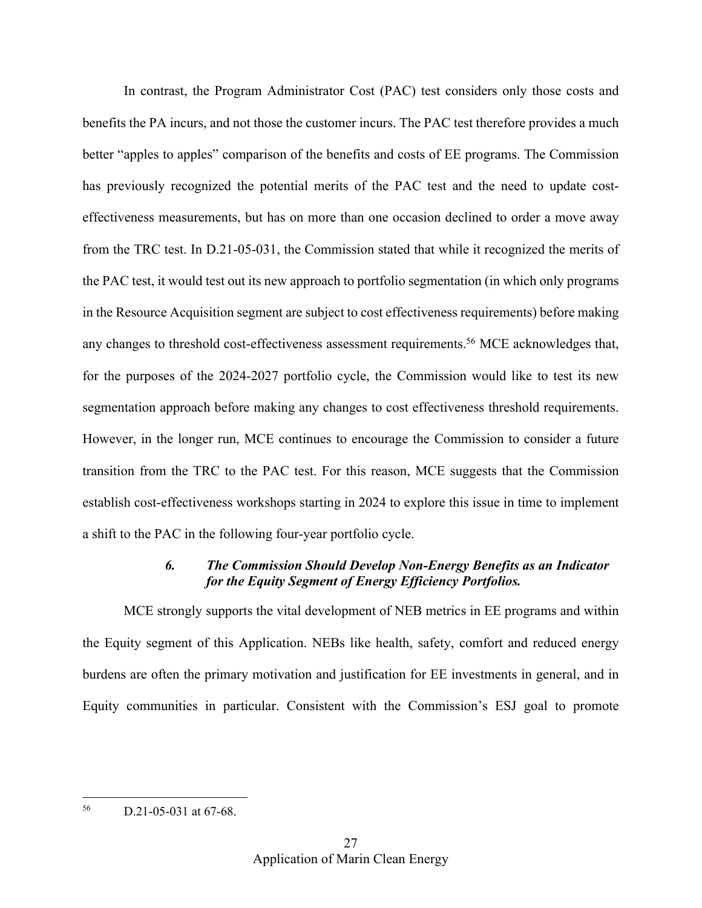In contrast, the Program Administrator Cost (PAC) test considers only those costs and benefits the PA incurs, and not those the customer incurs. The PAC test therefore provides a much better "apples to apples" comparison of the benefits and costs of EE programs. The Commission has previously recognized the potential merits of the PAC test and the need to update cost-effectiveness measurements, but has on more than one occasion declined to order a move away from the TRC test. In D.21-05-031, the Commission stated that while it recognized the merits of the PAC test, it would test out its new approach to portfolio segmentation (in which only programs in the Resource Acquisition segment are subject to cost effectiveness requirements) before making any changes to threshold cost-effectiveness assessment requirements.[56] MCE acknowledges that, for the purposes of the 2024-2027 portfolio cycle, the Commission would like to test its new segmentation approach before making any changes to cost effectiveness threshold requirements. However, in the longer run, MCE continues to encourage the Commission to consider a future transition from the TRC to the PAC test. For this reason, MCE suggests that the Commission establish cost-effectiveness workshops starting in 2024 to explore this issue in time to implement a shift to the PAC in the following four-year portfolio cycle.

#### *6. The Commission Should Develop Non-Energy Benefits as an Indicator for the Equity Segment of Energy Efficiency Portfolios.*

MCE strongly supports the vital development of NEB metrics in EE programs and within the Equity segment of this Application. NEBs like health, safety, comfort and reduced energy burdens are often the primary motivation and justification for EE investments in general, and in Equity communities in particular. Consistent with the Commission's ESJ goal to promote

---

[56] D.21-05-031 at 67-68.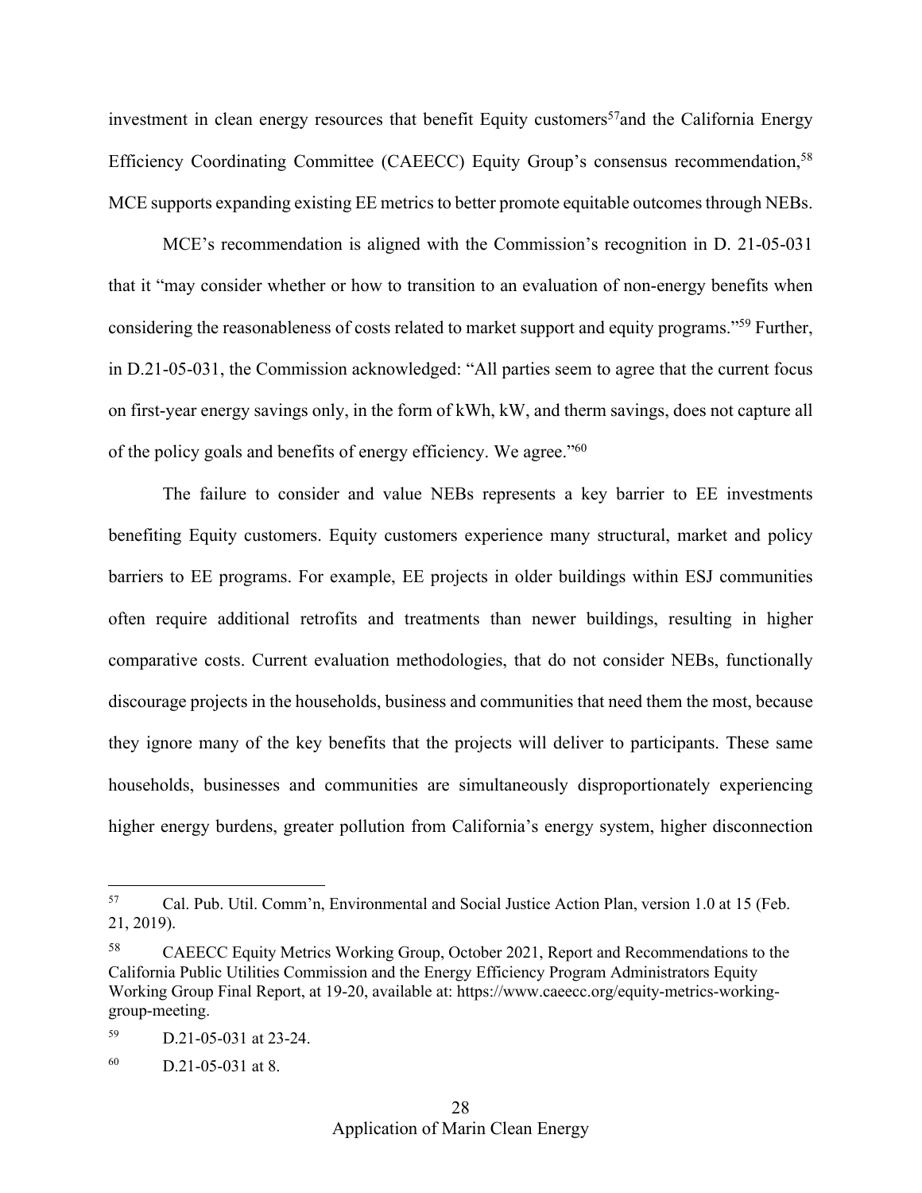investment in clean energy resources that benefit Equity customers[57]and the California Energy Efficiency Coordinating Committee (CAEECC) Equity Group's consensus recommendation,[58] MCE supports expanding existing EE metrics to better promote equitable outcomes through NEBs.

MCE's recommendation is aligned with the Commission's recognition in D. 21-05-031 that it "may consider whether or how to transition to an evaluation of non-energy benefits when considering the reasonableness of costs related to market support and equity programs."[59] Further, in D.21-05-031, the Commission acknowledged: "All parties seem to agree that the current focus on first-year energy savings only, in the form of kWh, kW, and therm savings, does not capture all of the policy goals and benefits of energy efficiency. We agree."[60]

The failure to consider and value NEBs represents a key barrier to EE investments benefiting Equity customers. Equity customers experience many structural, market and policy barriers to EE programs. For example, EE projects in older buildings within ESJ communities often require additional retrofits and treatments than newer buildings, resulting in higher comparative costs. Current evaluation methodologies, that do not consider NEBs, functionally discourage projects in the households, business and communities that need them the most, because they ignore many of the key benefits that the projects will deliver to participants. These same households, businesses and communities are simultaneously disproportionately experiencing higher energy burdens, greater pollution from California's energy system, higher disconnection

---

[57] Cal. Pub. Util. Comm'n, Environmental and Social Justice Action Plan, version 1.0 at 15 (Feb. 21, 2019).

[58] CAEECC Equity Metrics Working Group, October 2021, Report and Recommendations to the California Public Utilities Commission and the Energy Efficiency Program Administrators Equity Working Group Final Report, at 19-20, available at: https://www.caeecc.org/equity-metrics-working-group-meeting.

[59] D.21-05-031 at 23-24.

[60] D.21-05-031 at 8.

Application of Marin Clean Energy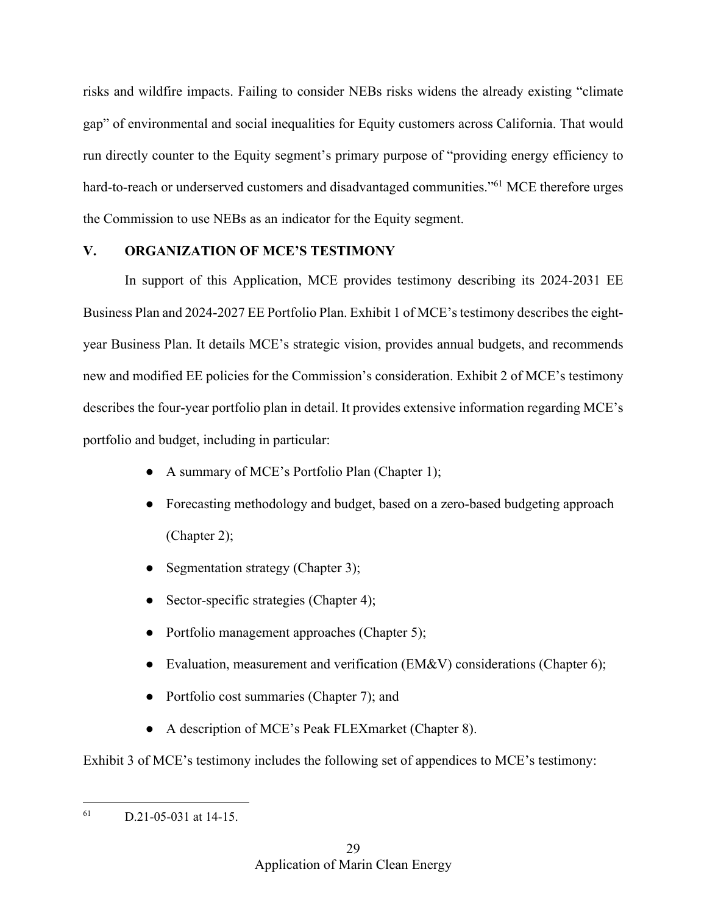risks and wildfire impacts. Failing to consider NEBs risks widens the already existing "climate gap" of environmental and social inequalities for Equity customers across California. That would run directly counter to the Equity segment's primary purpose of "providing energy efficiency to hard-to-reach or underserved customers and disadvantaged communities."[61] MCE therefore urges the Commission to use NEBs as an indicator for the Equity segment.

## V. ORGANIZATION OF MCE'S TESTIMONY

In support of this Application, MCE provides testimony describing its 2024-2031 EE Business Plan and 2024-2027 EE Portfolio Plan. Exhibit 1 of MCE's testimony describes the eight-year Business Plan. It details MCE's strategic vision, provides annual budgets, and recommends new and modified EE policies for the Commission's consideration. Exhibit 2 of MCE's testimony describes the four-year portfolio plan in detail. It provides extensive information regarding MCE's portfolio and budget, including in particular:

- A summary of MCE's Portfolio Plan (Chapter 1);
- Forecasting methodology and budget, based on a zero-based budgeting approach (Chapter 2);
- Segmentation strategy (Chapter 3);
- Sector-specific strategies (Chapter 4);
- Portfolio management approaches (Chapter 5);
- Evaluation, measurement and verification (EM&V) considerations (Chapter 6);
- Portfolio cost summaries (Chapter 7); and
- A description of MCE's Peak FLEXmarket (Chapter 8).

Exhibit 3 of MCE's testimony includes the following set of appendices to MCE's testimony:

---

[61] D.21-05-031 at 14-15.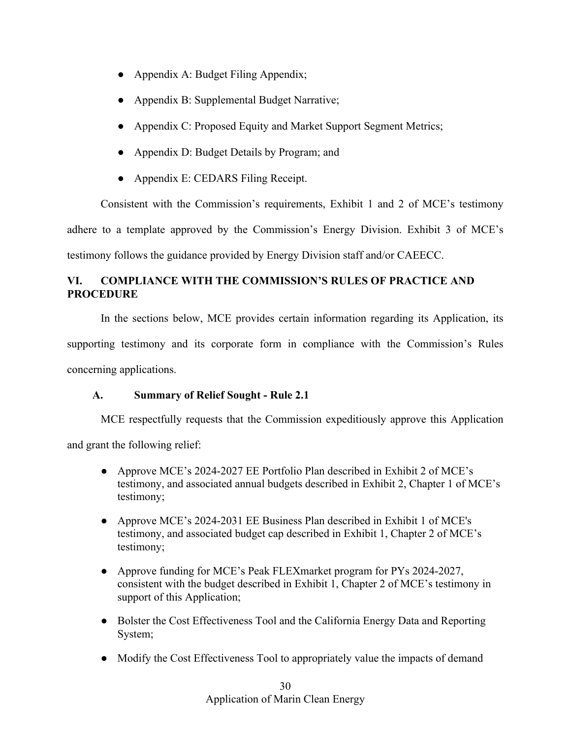- Appendix A: Budget Filing Appendix;
- Appendix B: Supplemental Budget Narrative;
- Appendix C: Proposed Equity and Market Support Segment Metrics;
- Appendix D: Budget Details by Program; and
- Appendix E: CEDARS Filing Receipt.

Consistent with the Commission's requirements, Exhibit 1 and 2 of MCE's testimony adhere to a template approved by the Commission's Energy Division. Exhibit 3 of MCE's testimony follows the guidance provided by Energy Division staff and/or CAEECC.

## VI. COMPLIANCE WITH THE COMMISSION'S RULES OF PRACTICE AND PROCEDURE

In the sections below, MCE provides certain information regarding its Application, its supporting testimony and its corporate form in compliance with the Commission's Rules concerning applications.

### A. Summary of Relief Sought - Rule 2.1

MCE respectfully requests that the Commission expeditiously approve this Application and grant the following relief:

- Approve MCE's 2024-2027 EE Portfolio Plan described in Exhibit 2 of MCE's testimony, and associated annual budgets described in Exhibit 2, Chapter 1 of MCE's testimony;
- Approve MCE's 2024-2031 EE Business Plan described in Exhibit 1 of MCE's testimony, and associated budget cap described in Exhibit 1, Chapter 2 of MCE's testimony;
- Approve funding for MCE's Peak FLEXmarket program for PYs 2024-2027, consistent with the budget described in Exhibit 1, Chapter 2 of MCE's testimony in support of this Application;
- Bolster the Cost Effectiveness Tool and the California Energy Data and Reporting System;
- Modify the Cost Effectiveness Tool to appropriately value the impacts of demand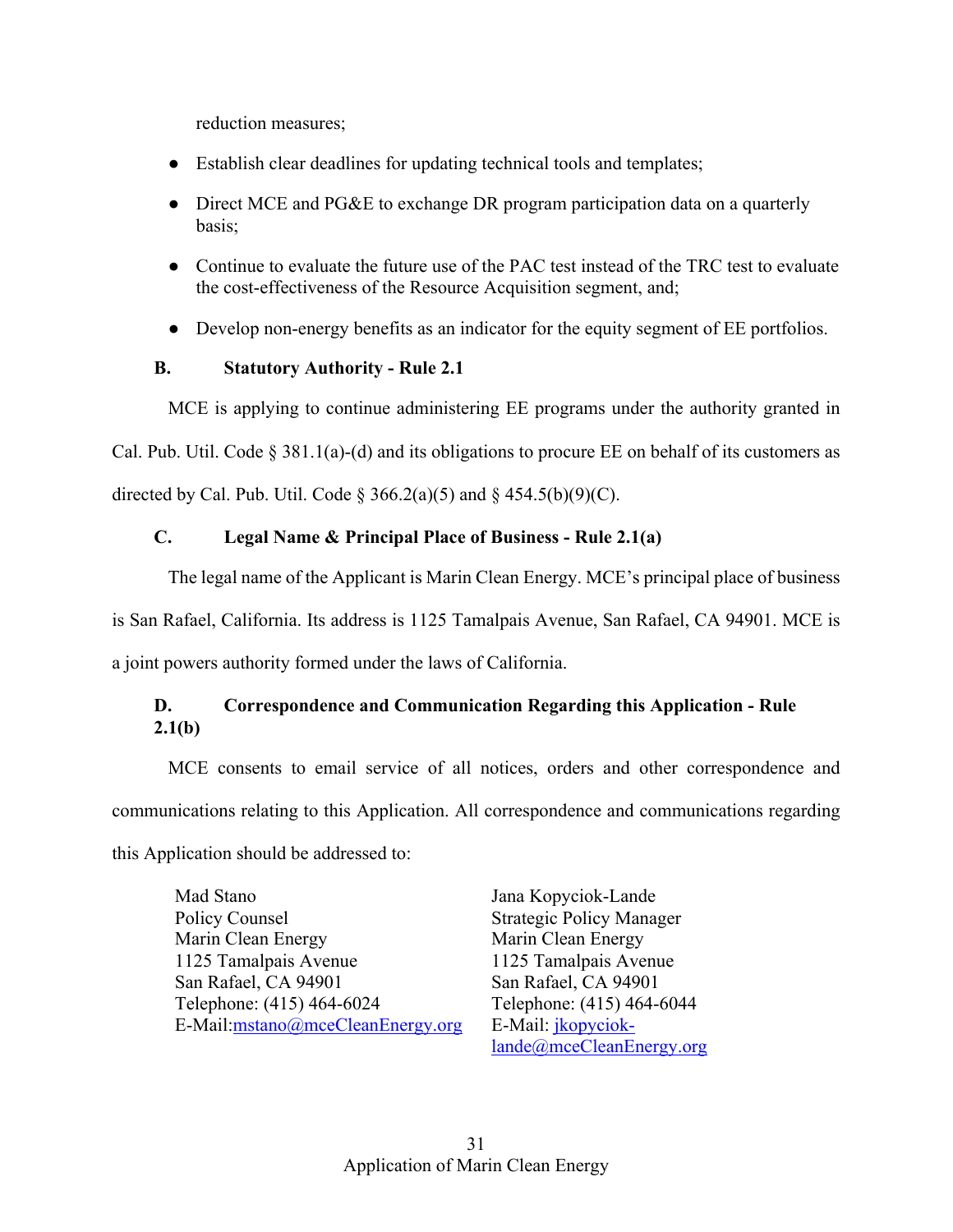reduction measures;

- Establish clear deadlines for updating technical tools and templates;
- Direct MCE and PG&E to exchange DR program participation data on a quarterly basis;
- Continue to evaluate the future use of the PAC test instead of the TRC test to evaluate the cost-effectiveness of the Resource Acquisition segment, and;
- Develop non-energy benefits as an indicator for the equity segment of EE portfolios.

### B. Statutory Authority - Rule 2.1

MCE is applying to continue administering EE programs under the authority granted in Cal. Pub. Util. Code § 381.1(a)-(d) and its obligations to procure EE on behalf of its customers as directed by Cal. Pub. Util. Code § 366.2(a)(5) and § 454.5(b)(9)(C).

### C. Legal Name & Principal Place of Business - Rule 2.1(a)

The legal name of the Applicant is Marin Clean Energy. MCE's principal place of business is San Rafael, California. Its address is 1125 Tamalpais Avenue, San Rafael, CA 94901. MCE is a joint powers authority formed under the laws of California.

### D. Correspondence and Communication Regarding this Application - Rule 2.1(b)

MCE consents to email service of all notices, orders and other correspondence and communications relating to this Application. All correspondence and communications regarding this Application should be addressed to:

Mad Stano
Policy Counsel
Marin Clean Energy
1125 Tamalpais Avenue
San Rafael, CA 94901
Telephone: (415) 464-6024
E-Mail:mstano@mceCleanEnergy.org

Jana Kopyciok-Lande
Strategic Policy Manager
Marin Clean Energy
1125 Tamalpais Avenue
San Rafael, CA 94901
Telephone: (415) 464-6044
E-Mail: jkopyciok-lande@mceCleanEnergy.org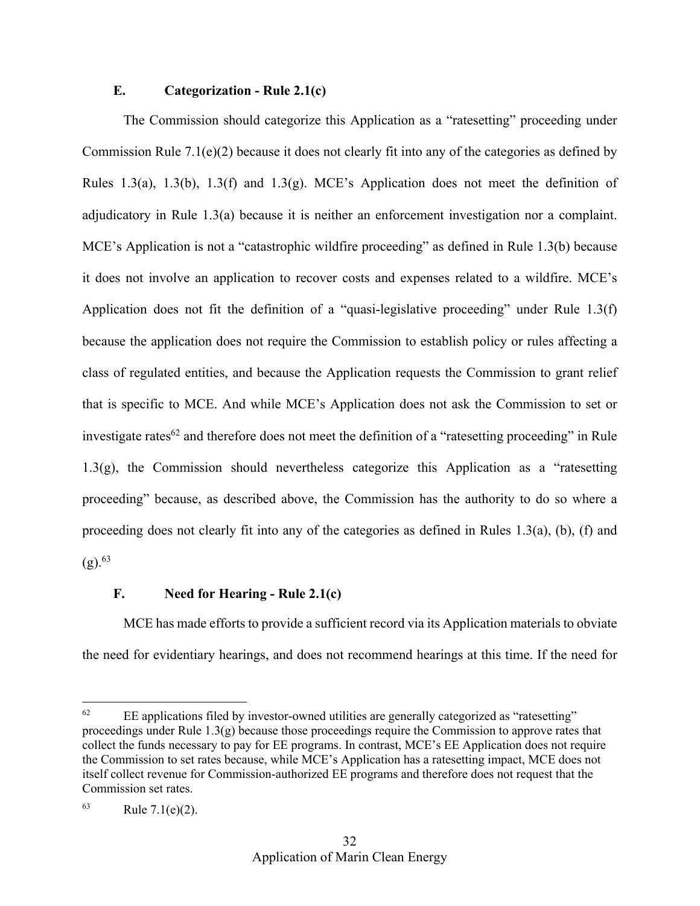### E. Categorization - Rule 2.1(c)

The Commission should categorize this Application as a "ratesetting" proceeding under Commission Rule 7.1(e)(2) because it does not clearly fit into any of the categories as defined by Rules 1.3(a), 1.3(b), 1.3(f) and 1.3(g). MCE's Application does not meet the definition of adjudicatory in Rule 1.3(a) because it is neither an enforcement investigation nor a complaint. MCE's Application is not a "catastrophic wildfire proceeding" as defined in Rule 1.3(b) because it does not involve an application to recover costs and expenses related to a wildfire. MCE's Application does not fit the definition of a "quasi-legislative proceeding" under Rule 1.3(f) because the application does not require the Commission to establish policy or rules affecting a class of regulated entities, and because the Application requests the Commission to grant relief that is specific to MCE. And while MCE's Application does not ask the Commission to set or investigate rates[62] and therefore does not meet the definition of a "ratesetting proceeding" in Rule 1.3(g), the Commission should nevertheless categorize this Application as a "ratesetting proceeding" because, as described above, the Commission has the authority to do so where a proceeding does not clearly fit into any of the categories as defined in Rules 1.3(a), (b), (f) and (g).[63]

### F. Need for Hearing - Rule 2.1(c)

MCE has made efforts to provide a sufficient record via its Application materials to obviate the need for evidentiary hearings, and does not recommend hearings at this time. If the need for

---

[62] EE applications filed by investor-owned utilities are generally categorized as "ratesetting" proceedings under Rule 1.3(g) because those proceedings require the Commission to approve rates that collect the funds necessary to pay for EE programs. In contrast, MCE's EE Application does not require the Commission to set rates because, while MCE's Application has a ratesetting impact, MCE does not itself collect revenue for Commission-authorized EE programs and therefore does not request that the Commission set rates.

[63] Rule 7.1(e)(2).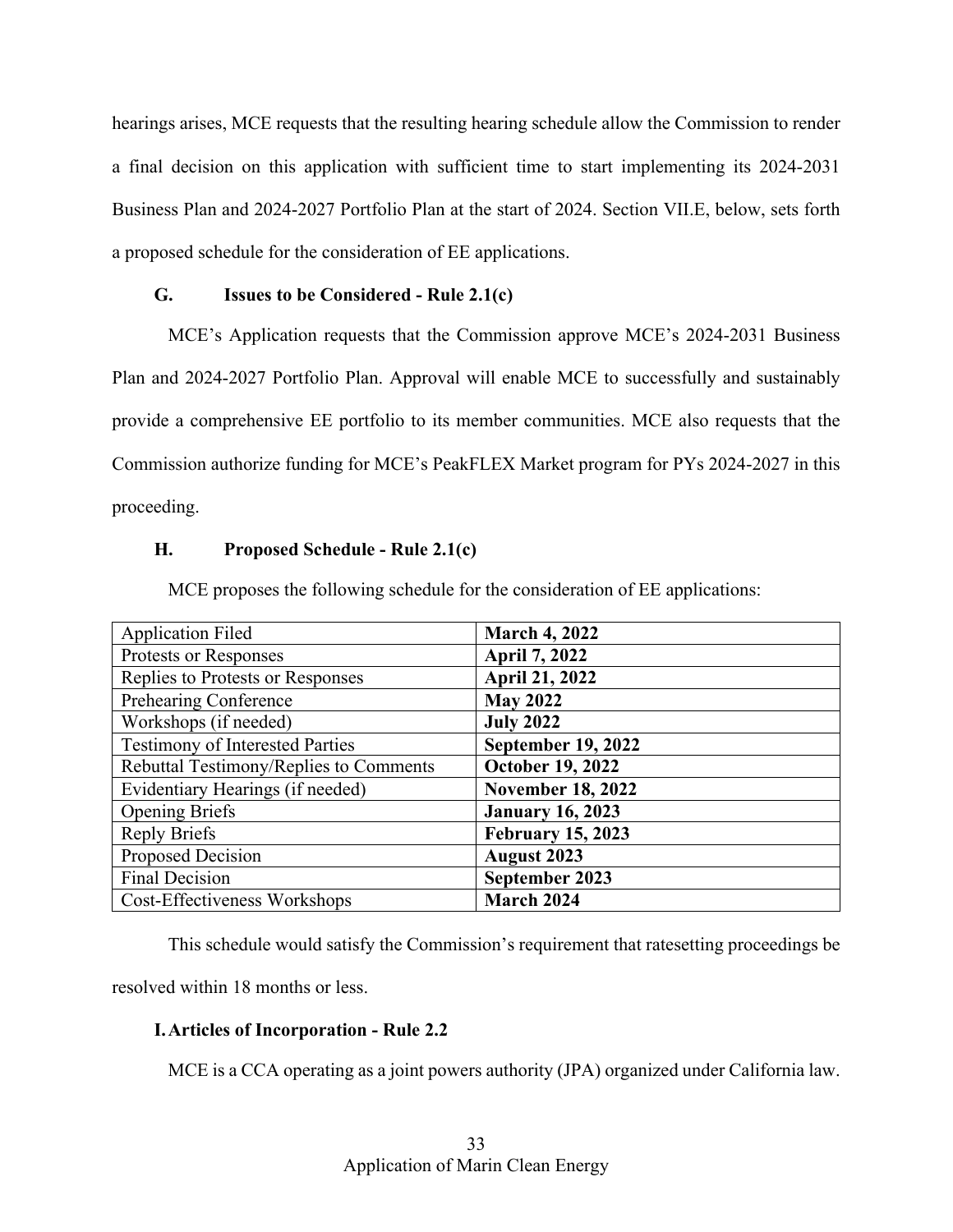hearings arises, MCE requests that the resulting hearing schedule allow the Commission to render a final decision on this application with sufficient time to start implementing its 2024-2031 Business Plan and 2024-2027 Portfolio Plan at the start of 2024. Section VII.E, below, sets forth a proposed schedule for the consideration of EE applications.

### G. Issues to be Considered - Rule 2.1(c)

MCE's Application requests that the Commission approve MCE's 2024-2031 Business Plan and 2024-2027 Portfolio Plan. Approval will enable MCE to successfully and sustainably provide a comprehensive EE portfolio to its member communities. MCE also requests that the Commission authorize funding for MCE's PeakFLEX Market program for PYs 2024-2027 in this proceeding.

### H. Proposed Schedule - Rule 2.1(c)

MCE proposes the following schedule for the consideration of EE applications:

| Event | Date |
|---|---|
| Application Filed | **March 4, 2022** |
| Protests or Responses | **April 7, 2022** |
| Replies to Protests or Responses | **April 21, 2022** |
| Prehearing Conference | **May 2022** |
| Workshops (if needed) | **July 2022** |
| Testimony of Interested Parties | **September 19, 2022** |
| Rebuttal Testimony/Replies to Comments | **October 19, 2022** |
| Evidentiary Hearings (if needed) | **November 18, 2022** |
| Opening Briefs | **January 16, 2023** |
| Reply Briefs | **February 15, 2023** |
| Proposed Decision | **August 2023** |
| Final Decision | **September 2023** |
| Cost-Effectiveness Workshops | **March 2024** |

This schedule would satisfy the Commission's requirement that ratesetting proceedings be resolved within 18 months or less.

### I. Articles of Incorporation - Rule 2.2

MCE is a CCA operating as a joint powers authority (JPA) organized under California law.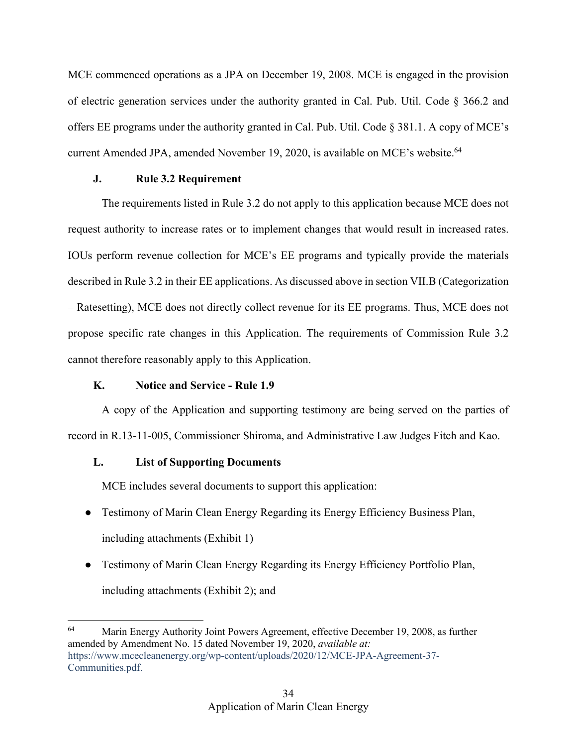MCE commenced operations as a JPA on December 19, 2008. MCE is engaged in the provision of electric generation services under the authority granted in Cal. Pub. Util. Code § 366.2 and offers EE programs under the authority granted in Cal. Pub. Util. Code § 381.1. A copy of MCE's current Amended JPA, amended November 19, 2020, is available on MCE's website.[64]

### J. Rule 3.2 Requirement

The requirements listed in Rule 3.2 do not apply to this application because MCE does not request authority to increase rates or to implement changes that would result in increased rates. IOUs perform revenue collection for MCE's EE programs and typically provide the materials described in Rule 3.2 in their EE applications. As discussed above in section VII.B (Categorization – Ratesetting), MCE does not directly collect revenue for its EE programs. Thus, MCE does not propose specific rate changes in this Application. The requirements of Commission Rule 3.2 cannot therefore reasonably apply to this Application.

### K. Notice and Service - Rule 1.9

A copy of the Application and supporting testimony are being served on the parties of record in R.13-11-005, Commissioner Shiroma, and Administrative Law Judges Fitch and Kao.

### L. List of Supporting Documents

MCE includes several documents to support this application:

- Testimony of Marin Clean Energy Regarding its Energy Efficiency Business Plan, including attachments (Exhibit 1)
- Testimony of Marin Clean Energy Regarding its Energy Efficiency Portfolio Plan, including attachments (Exhibit 2); and

---

[64] Marin Energy Authority Joint Powers Agreement, effective December 19, 2008, as further amended by Amendment No. 15 dated November 19, 2020, *available at:* https://www.mcecleanenergy.org/wp-content/uploads/2020/12/MCE-JPA-Agreement-37-Communities.pdf.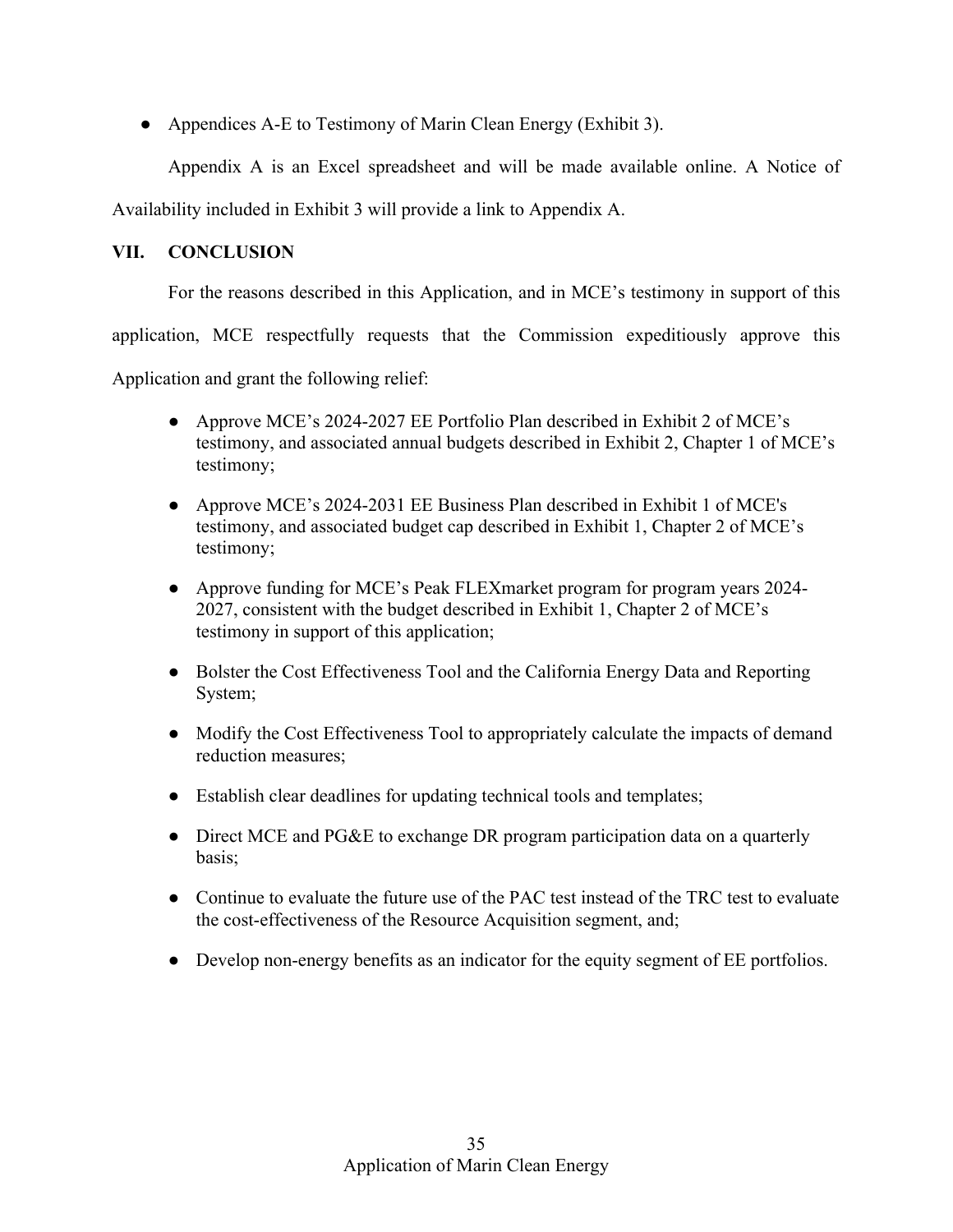- Appendices A-E to Testimony of Marin Clean Energy (Exhibit 3).

Appendix A is an Excel spreadsheet and will be made available online. A Notice of Availability included in Exhibit 3 will provide a link to Appendix A.

## VII. CONCLUSION

For the reasons described in this Application, and in MCE's testimony in support of this application, MCE respectfully requests that the Commission expeditiously approve this Application and grant the following relief:

- Approve MCE's 2024-2027 EE Portfolio Plan described in Exhibit 2 of MCE's testimony, and associated annual budgets described in Exhibit 2, Chapter 1 of MCE's testimony;
- Approve MCE's 2024-2031 EE Business Plan described in Exhibit 1 of MCE's testimony, and associated budget cap described in Exhibit 1, Chapter 2 of MCE's testimony;
- Approve funding for MCE's Peak FLEXmarket program for program years 2024-2027, consistent with the budget described in Exhibit 1, Chapter 2 of MCE's testimony in support of this application;
- Bolster the Cost Effectiveness Tool and the California Energy Data and Reporting System;
- Modify the Cost Effectiveness Tool to appropriately calculate the impacts of demand reduction measures;
- Establish clear deadlines for updating technical tools and templates;
- Direct MCE and PG&E to exchange DR program participation data on a quarterly basis;
- Continue to evaluate the future use of the PAC test instead of the TRC test to evaluate the cost-effectiveness of the Resource Acquisition segment, and;
- Develop non-energy benefits as an indicator for the equity segment of EE portfolios.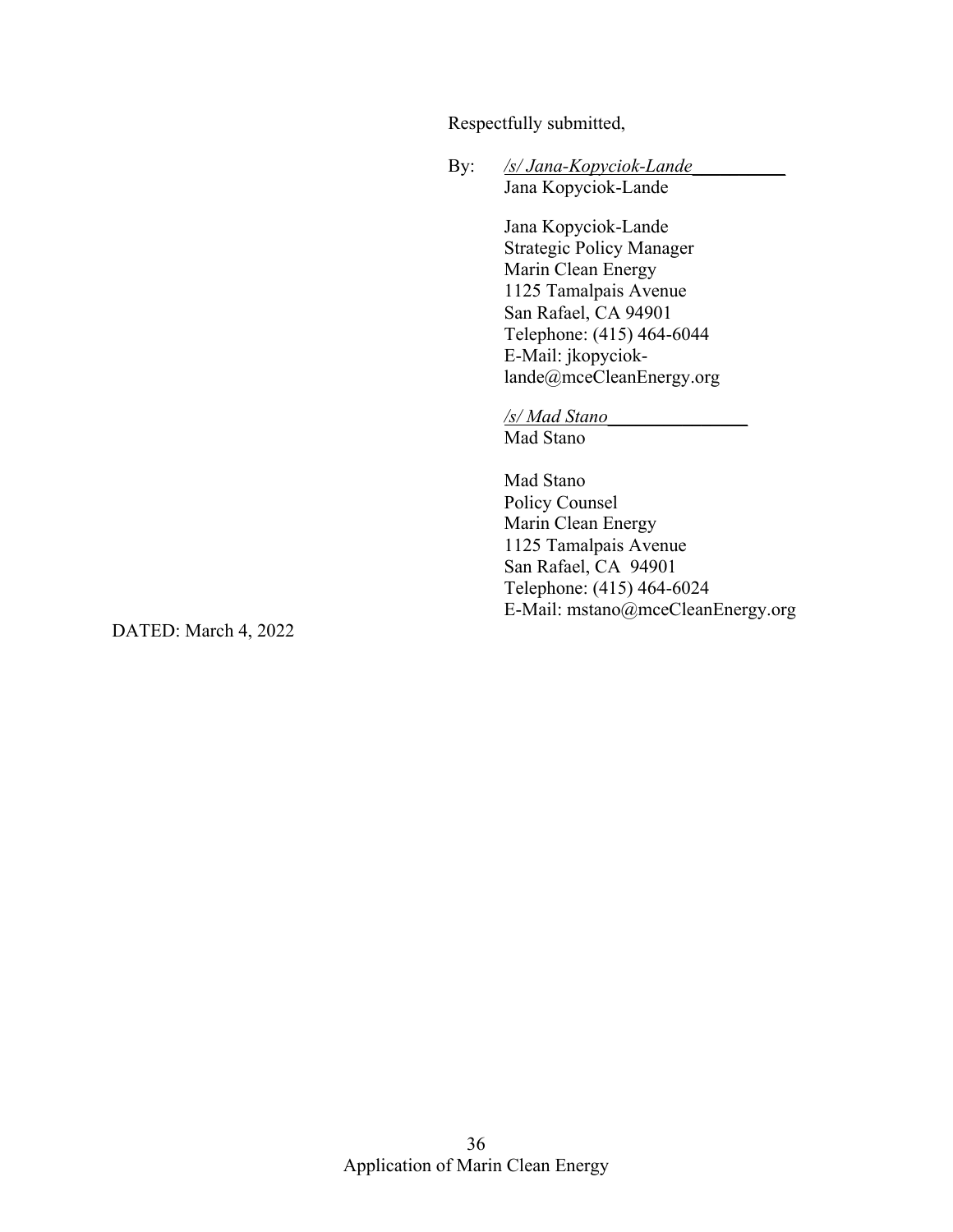Respectfully submitted,

By: *\/s/ Jana-Kopyciok-Lande*\_\_\_\_\_\_\_\_\_\_
Jana Kopyciok-Lande

Jana Kopyciok-Lande
Strategic Policy Manager
Marin Clean Energy
1125 Tamalpais Avenue
San Rafael, CA 94901
Telephone: (415) 464-6044
E-Mail: jkopyciok-lande@mceCleanEnergy.org

*\/s/ Mad Stano*\_\_\_\_\_\_\_\_\_\_\_\_\_\_\_
Mad Stano

Mad Stano
Policy Counsel
Marin Clean Energy
1125 Tamalpais Avenue
San Rafael, CA 94901
Telephone: (415) 464-6024
E-Mail: mstano@mceCleanEnergy.org

DATED: March 4, 2022

Application of Marin Clean Energy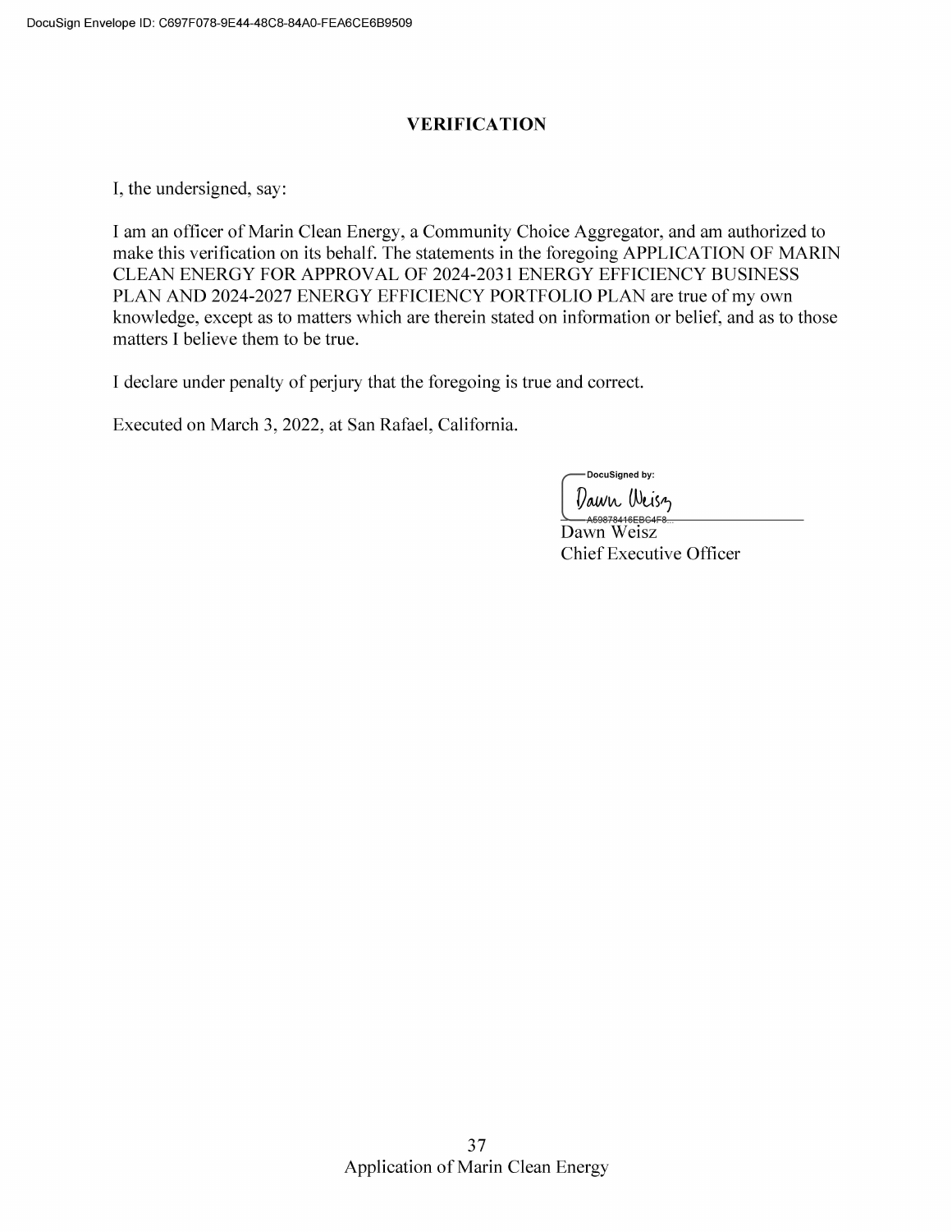DocuSign Envelope ID: C697F078-9E44-48C8-84A0-FEA6CE6B9509

## VERIFICATION

I, the undersigned, say:

I am an officer of Marin Clean Energy, a Community Choice Aggregator, and am authorized to make this verification on its behalf. The statements in the foregoing APPLICATION OF MARIN CLEAN ENERGY FOR APPROVAL OF 2024-2031 ENERGY EFFICIENCY BUSINESS PLAN AND 2024-2027 ENERGY EFFICIENCY PORTFOLIO PLAN are true of my own knowledge, except as to matters which are therein stated on information or belief, and as to those matters I believe them to be true.

I declare under penalty of perjury that the foregoing is true and correct.

Executed on March 3, 2022, at San Rafael, California.

DocuSigned by:
Dawn Weisz
A59878416EBC4F8...

Dawn Weisz
Chief Executive Officer

Application of Marin Clean Energy